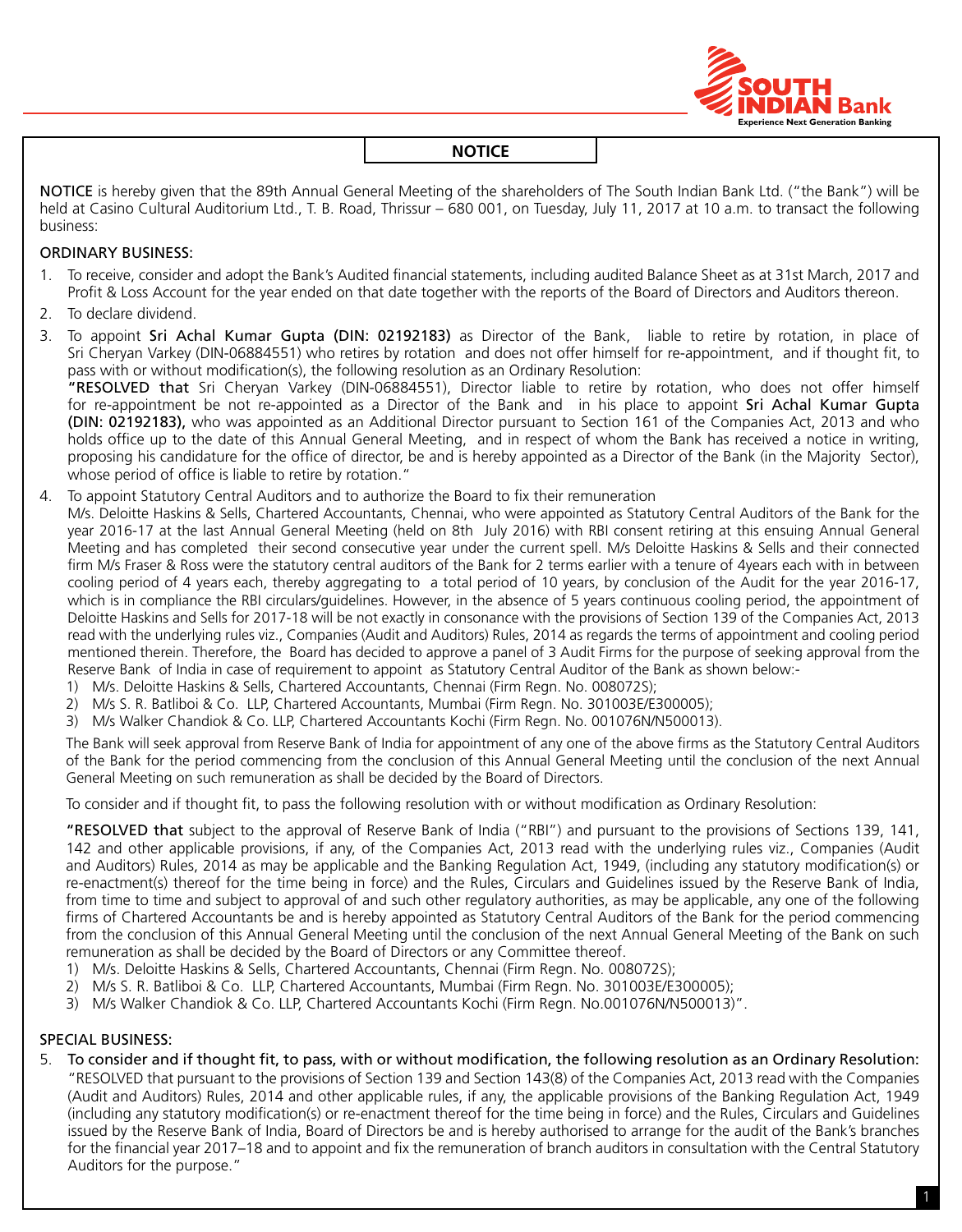# NOTICE

**NOTICE** is hereby given that the 89th Annual General Meeting of the shareholders of The South Indian Bank Ltd. ("the Bank") will be held at Casino Cultural Auditorium Ltd., T. B. Road, Thrissur – 680 001, on Tuesday, July 11, 2017 at 10 a.m. to transact the following business:

## ORDINARY BUSINESS:

1. To receive, consider and adopt the Bank's Audited financial statements, including audited Balance Sheet as at 31st March, 2017 and Profit & Loss Account for the year ended on that date together with the reports of the Board of Directors and Auditors thereon.
2. To declare dividend.
3. To appoint **Sri Achal Kumar Gupta (DIN: 02192183)** as Director of the Bank, liable to retire by rotation, in place of Sri Cheryan Varkey (DIN-06884551) who retires by rotation and does not offer himself for re-appointment, and if thought fit, to pass with or without modification(s), the following resolution as an Ordinary Resolution:

   **"RESOLVED that** Sri Cheryan Varkey (DIN-06884551), Director liable to retire by rotation, who does not offer himself for re-appointment be not re-appointed as a Director of the Bank and in his place to appoint **Sri Achal Kumar Gupta (DIN: 02192183),** who was appointed as an Additional Director pursuant to Section 161 of the Companies Act, 2013 and who holds office up to the date of this Annual General Meeting, and in respect of whom the Bank has received a notice in writing, proposing his candidature for the office of director, be and is hereby appointed as a Director of the Bank (in the Majority Sector), whose period of office is liable to retire by rotation."

4. To appoint Statutory Central Auditors and to authorize the Board to fix their remuneration

   M/s. Deloitte Haskins & Sells, Chartered Accountants, Chennai, who were appointed as Statutory Central Auditors of the Bank for the year 2016-17 at the last Annual General Meeting (held on 8th July 2016) with RBI consent retiring at this ensuing Annual General Meeting and has completed their second consecutive year under the current spell. M/s Deloitte Haskins & Sells and their connected firm M/s Fraser & Ross were the statutory central auditors of the Bank for 2 terms earlier with a tenure of 4years each with in between cooling period of 4 years each, thereby aggregating to a total period of 10 years, by conclusion of the Audit for the year 2016-17, which is in compliance the RBI circulars/guidelines. However, in the absence of 5 years continuous cooling period, the appointment of Deloitte Haskins and Sells for 2017-18 will be not exactly in consonance with the provisions of Section 139 of the Companies Act, 2013 read with the underlying rules viz., Companies (Audit and Auditors) Rules, 2014 as regards the terms of appointment and cooling period mentioned therein. Therefore, the Board has decided to approve a panel of 3 Audit Firms for the purpose of seeking approval from the Reserve Bank of India in case of requirement to appoint as Statutory Central Auditor of the Bank as shown below:-

   1) M/s. Deloitte Haskins & Sells, Chartered Accountants, Chennai (Firm Regn. No. 008072S);
   2) M/s S. R. Batliboi & Co. LLP, Chartered Accountants, Mumbai (Firm Regn. No. 301003E/E300005);
   3) M/s Walker Chandiok & Co. LLP, Chartered Accountants Kochi (Firm Regn. No. 001076N/N500013).

   The Bank will seek approval from Reserve Bank of India for appointment of any one of the above firms as the Statutory Central Auditors of the Bank for the period commencing from the conclusion of this Annual General Meeting until the conclusion of the next Annual General Meeting on such remuneration as shall be decided by the Board of Directors.

   To consider and if thought fit, to pass the following resolution with or without modification as Ordinary Resolution:

   **"RESOLVED that** subject to the approval of Reserve Bank of India ("RBI") and pursuant to the provisions of Sections 139, 141, 142 and other applicable provisions, if any, of the Companies Act, 2013 read with the underlying rules viz., Companies (Audit and Auditors) Rules, 2014 as may be applicable and the Banking Regulation Act, 1949, (including any statutory modification(s) or re-enactment(s) thereof for the time being in force) and the Rules, Circulars and Guidelines issued by the Reserve Bank of India, from time to time and subject to approval of and such other regulatory authorities, as may be applicable, any one of the following firms of Chartered Accountants be and is hereby appointed as Statutory Central Auditors of the Bank for the period commencing from the conclusion of this Annual General Meeting until the conclusion of the next Annual General Meeting of the Bank on such remuneration as shall be decided by the Board of Directors or any Committee thereof.

   1) M/s. Deloitte Haskins & Sells, Chartered Accountants, Chennai (Firm Regn. No. 008072S);
   2) M/s S. R. Batliboi & Co. LLP, Chartered Accountants, Mumbai (Firm Regn. No. 301003E/E300005);
   3) M/s Walker Chandiok & Co. LLP, Chartered Accountants Kochi (Firm Regn. No.001076N/N500013)".

## SPECIAL BUSINESS:

5. **To consider and if thought fit, to pass, with or without modification, the following resolution as an Ordinary Resolution:**

   "RESOLVED that pursuant to the provisions of Section 139 and Section 143(8) of the Companies Act, 2013 read with the Companies (Audit and Auditors) Rules, 2014 and other applicable rules, if any, the applicable provisions of the Banking Regulation Act, 1949 (including any statutory modification(s) or re-enactment thereof for the time being in force) and the Rules, Circulars and Guidelines issued by the Reserve Bank of India, Board of Directors be and is hereby authorised to arrange for the audit of the Bank's branches for the financial year 2017–18 and to appoint and fix the remuneration of branch auditors in consultation with the Central Statutory Auditors for the purpose."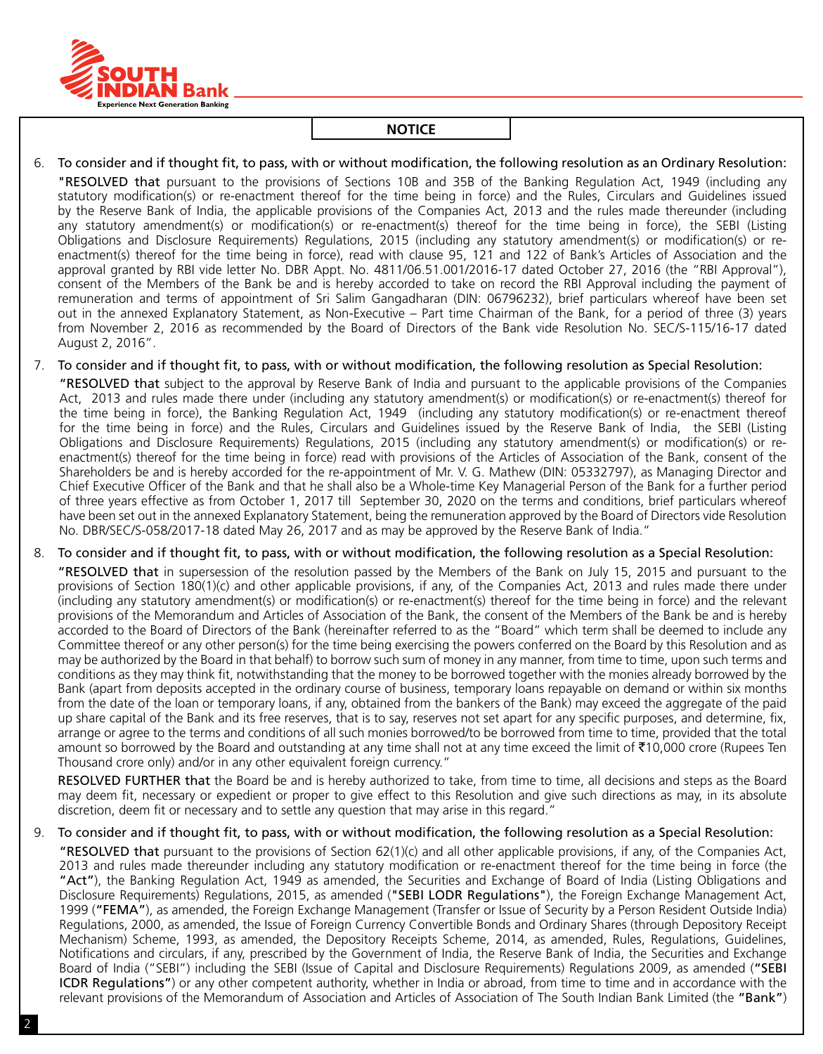## NOTICE

6. **To consider and if thought fit, to pass, with or without modification, the following resolution as an Ordinary Resolution:**

   **"RESOLVED that** pursuant to the provisions of Sections 10B and 35B of the Banking Regulation Act, 1949 (including any statutory modification(s) or re-enactment thereof for the time being in force) and the Rules, Circulars and Guidelines issued by the Reserve Bank of India, the applicable provisions of the Companies Act, 2013 and the rules made thereunder (including any statutory amendment(s) or modification(s) or re-enactment(s) thereof for the time being in force), the SEBI (Listing Obligations and Disclosure Requirements) Regulations, 2015 (including any statutory amendment(s) or modification(s) or re-enactment(s) thereof for the time being in force), read with clause 95, 121 and 122 of Bank's Articles of Association and the approval granted by RBI vide letter No. DBR Appt. No. 4811/06.51.001/2016-17 dated October 27, 2016 (the "RBI Approval"), consent of the Members of the Bank be and is hereby accorded to take on record the RBI Approval including the payment of remuneration and terms of appointment of Sri Salim Gangadharan (DIN: 06796232), brief particulars whereof have been set out in the annexed Explanatory Statement, as Non-Executive – Part time Chairman of the Bank, for a period of three (3) years from November 2, 2016 as recommended by the Board of Directors of the Bank vide Resolution No. SEC/S-115/16-17 dated August 2, 2016".

7. **To consider and if thought fit, to pass, with or without modification, the following resolution as Special Resolution:**

   **"RESOLVED that** subject to the approval by Reserve Bank of India and pursuant to the applicable provisions of the Companies Act, 2013 and rules made there under (including any statutory amendment(s) or modification(s) or re-enactment(s) thereof for the time being in force), the Banking Regulation Act, 1949 (including any statutory modification(s) or re-enactment thereof for the time being in force) and the Rules, Circulars and Guidelines issued by the Reserve Bank of India, the SEBI (Listing Obligations and Disclosure Requirements) Regulations, 2015 (including any statutory amendment(s) or modification(s) or re-enactment(s) thereof for the time being in force) read with provisions of the Articles of Association of the Bank, consent of the Shareholders be and is hereby accorded for the re-appointment of Mr. V. G. Mathew (DIN: 05332797), as Managing Director and Chief Executive Officer of the Bank and that he shall also be a Whole-time Key Managerial Person of the Bank for a further period of three years effective as from October 1, 2017 till September 30, 2020 on the terms and conditions, brief particulars whereof have been set out in the annexed Explanatory Statement, being the remuneration approved by the Board of Directors vide Resolution No. DBR/SEC/S-058/2017-18 dated May 26, 2017 and as may be approved by the Reserve Bank of India."

8. **To consider and if thought fit, to pass, with or without modification, the following resolution as a Special Resolution:**

   **"RESOLVED that** in supersession of the resolution passed by the Members of the Bank on July 15, 2015 and pursuant to the provisions of Section 180(1)(c) and other applicable provisions, if any, of the Companies Act, 2013 and rules made there under (including any statutory amendment(s) or modification(s) or re-enactment(s) thereof for the time being in force) and the relevant provisions of the Memorandum and Articles of Association of the Bank, the consent of the Members of the Bank be and is hereby accorded to the Board of Directors of the Bank (hereinafter referred to as the "Board" which term shall be deemed to include any Committee thereof or any other person(s) for the time being exercising the powers conferred on the Board by this Resolution and as may be authorized by the Board in that behalf) to borrow such sum of money in any manner, from time to time, upon such terms and conditions as they may think fit, notwithstanding that the money to be borrowed together with the monies already borrowed by the Bank (apart from deposits accepted in the ordinary course of business, temporary loans repayable on demand or within six months from the date of the loan or temporary loans, if any, obtained from the bankers of the Bank) may exceed the aggregate of the paid up share capital of the Bank and its free reserves, that is to say, reserves not set apart for any specific purposes, and determine, fix, arrange or agree to the terms and conditions of all such monies borrowed/to be borrowed from time to time, provided that the total amount so borrowed by the Board and outstanding at any time shall not at any time exceed the limit of ₹10,000 crore (Rupees Ten Thousand crore only) and/or in any other equivalent foreign currency."

   **RESOLVED FURTHER that** the Board be and is hereby authorized to take, from time to time, all decisions and steps as the Board may deem fit, necessary or expedient or proper to give effect to this Resolution and give such directions as may, in its absolute discretion, deem fit or necessary and to settle any question that may arise in this regard."

9. **To consider and if thought fit, to pass, with or without modification, the following resolution as a Special Resolution:**

   **"RESOLVED that** pursuant to the provisions of Section 62(1)(c) and all other applicable provisions, if any, of the Companies Act, 2013 and rules made thereunder including any statutory modification or re-enactment thereof for the time being in force (the **"Act"**), the Banking Regulation Act, 1949 as amended, the Securities and Exchange of Board of India (Listing Obligations and Disclosure Requirements) Regulations, 2015, as amended (**"SEBI LODR Regulations"**), the Foreign Exchange Management Act, 1999 (**"FEMA"**), as amended, the Foreign Exchange Management (Transfer or Issue of Security by a Person Resident Outside India) Regulations, 2000, as amended, the Issue of Foreign Currency Convertible Bonds and Ordinary Shares (through Depository Receipt Mechanism) Scheme, 1993, as amended, the Depository Receipts Scheme, 2014, as amended, Rules, Regulations, Guidelines, Notifications and circulars, if any, prescribed by the Government of India, the Reserve Bank of India, the Securities and Exchange Board of India ("SEBI") including the SEBI (Issue of Capital and Disclosure Requirements) Regulations 2009, as amended (**"SEBI ICDR Regulations"**) or any other competent authority, whether in India or abroad, from time to time and in accordance with the relevant provisions of the Memorandum of Association and Articles of Association of The South Indian Bank Limited (the **"Bank"**)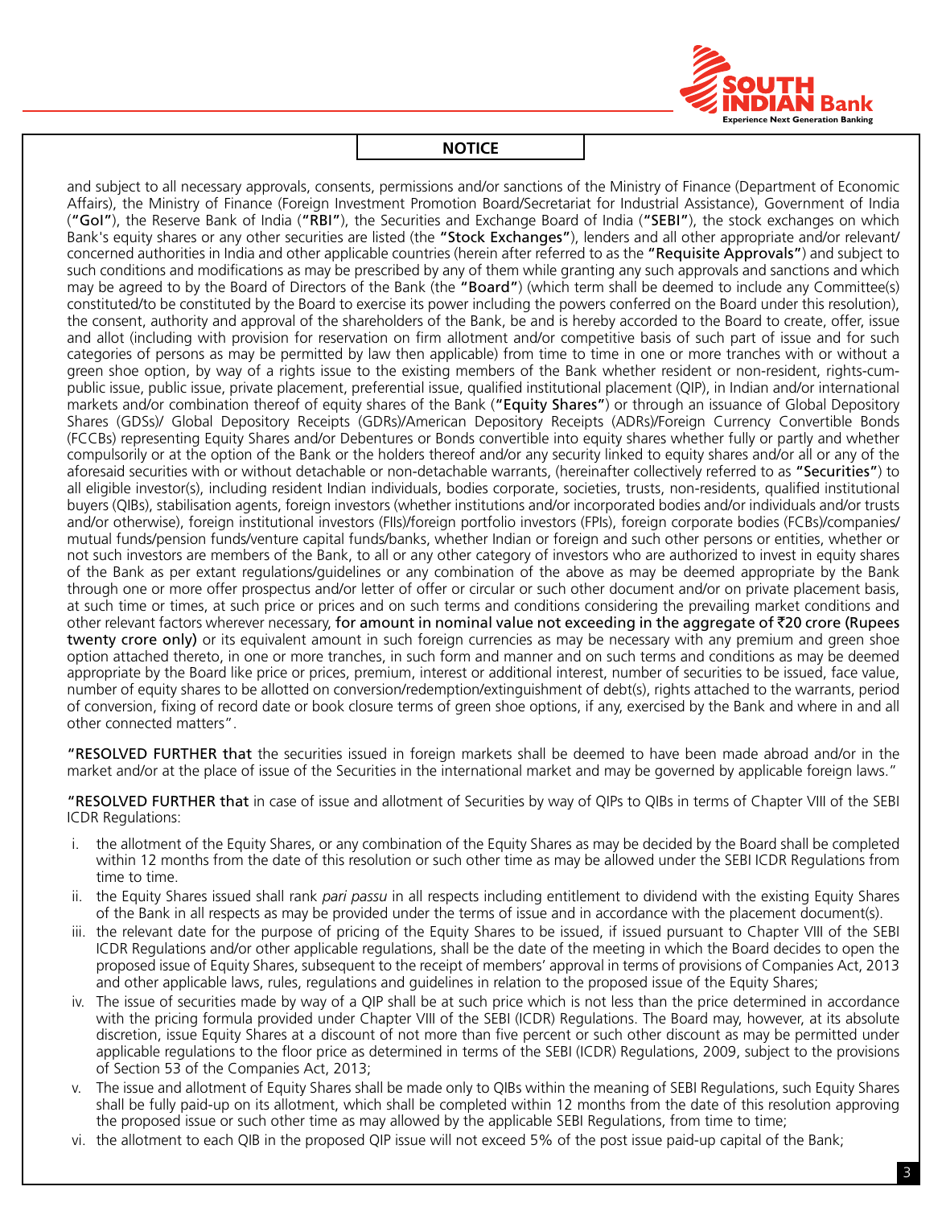## NOTICE

and subject to all necessary approvals, consents, permissions and/or sanctions of the Ministry of Finance (Department of Economic Affairs), the Ministry of Finance (Foreign Investment Promotion Board/Secretariat for Industrial Assistance), Government of India (**"GoI"**), the Reserve Bank of India (**"RBI"**), the Securities and Exchange Board of India (**"SEBI"**), the stock exchanges on which Bank's equity shares or any other securities are listed (the **"Stock Exchanges"**), lenders and all other appropriate and/or relevant/ concerned authorities in India and other applicable countries (herein after referred to as the **"Requisite Approvals"**) and subject to such conditions and modifications as may be prescribed by any of them while granting any such approvals and sanctions and which may be agreed to by the Board of Directors of the Bank (the **"Board"**) (which term shall be deemed to include any Committee(s) constituted/to be constituted by the Board to exercise its power including the powers conferred on the Board under this resolution), the consent, authority and approval of the shareholders of the Bank, be and is hereby accorded to the Board to create, offer, issue and allot (including with provision for reservation on firm allotment and/or competitive basis of such part of issue and for such categories of persons as may be permitted by law then applicable) from time to time in one or more tranches with or without a green shoe option, by way of a rights issue to the existing members of the Bank whether resident or non-resident, rights-cum-public issue, public issue, private placement, preferential issue, qualified institutional placement (QIP), in Indian and/or international markets and/or combination thereof of equity shares of the Bank (**"Equity Shares"**) or through an issuance of Global Depository Shares (GDSs)/ Global Depository Receipts (GDRs)/American Depository Receipts (ADRs)/Foreign Currency Convertible Bonds (FCCBs) representing Equity Shares and/or Debentures or Bonds convertible into equity shares whether fully or partly and whether compulsorily or at the option of the Bank or the holders thereof and/or any security linked to equity shares and/or all or any of the aforesaid securities with or without detachable or non-detachable warrants, (hereinafter collectively referred to as **"Securities"**) to all eligible investor(s), including resident Indian individuals, bodies corporate, societies, trusts, non-residents, qualified institutional buyers (QIBs), stabilisation agents, foreign investors (whether institutions and/or incorporated bodies and/or individuals and/or trusts and/or otherwise), foreign institutional investors (FIIs)/foreign portfolio investors (FPIs), foreign corporate bodies (FCBs)/companies/ mutual funds/pension funds/venture capital funds/banks, whether Indian or foreign and such other persons or entities, whether or not such investors are members of the Bank, to all or any other category of investors who are authorized to invest in equity shares of the Bank as per extant regulations/guidelines or any combination of the above as may be deemed appropriate by the Bank through one or more offer prospectus and/or letter of offer or circular or such other document and/or on private placement basis, at such time or times, at such price or prices and on such terms and conditions considering the prevailing market conditions and other relevant factors wherever necessary, **for amount in nominal value not exceeding in the aggregate of ₹20 crore (Rupees twenty crore only)** or its equivalent amount in such foreign currencies as may be necessary with any premium and green shoe option attached thereto, in one or more tranches, in such form and manner and on such terms and conditions as may be deemed appropriate by the Board like price or prices, premium, interest or additional interest, number of securities to be issued, face value, number of equity shares to be allotted on conversion/redemption/extinguishment of debt(s), rights attached to the warrants, period of conversion, fixing of record date or book closure terms of green shoe options, if any, exercised by the Bank and where in and all other connected matters".

**"RESOLVED FURTHER that** the securities issued in foreign markets shall be deemed to have been made abroad and/or in the market and/or at the place of issue of the Securities in the international market and may be governed by applicable foreign laws."

**"RESOLVED FURTHER that** in case of issue and allotment of Securities by way of QIPs to QIBs in terms of Chapter VIII of the SEBI ICDR Regulations:

i. the allotment of the Equity Shares, or any combination of the Equity Shares as may be decided by the Board shall be completed within 12 months from the date of this resolution or such other time as may be allowed under the SEBI ICDR Regulations from time to time.

ii. the Equity Shares issued shall rank *pari passu* in all respects including entitlement to dividend with the existing Equity Shares of the Bank in all respects as may be provided under the terms of issue and in accordance with the placement document(s).

iii. the relevant date for the purpose of pricing of the Equity Shares to be issued, if issued pursuant to Chapter VIII of the SEBI ICDR Regulations and/or other applicable regulations, shall be the date of the meeting in which the Board decides to open the proposed issue of Equity Shares, subsequent to the receipt of members' approval in terms of provisions of Companies Act, 2013 and other applicable laws, rules, regulations and guidelines in relation to the proposed issue of the Equity Shares;

iv. The issue of securities made by way of a QIP shall be at such price which is not less than the price determined in accordance with the pricing formula provided under Chapter VIII of the SEBI (ICDR) Regulations. The Board may, however, at its absolute discretion, issue Equity Shares at a discount of not more than five percent or such other discount as may be permitted under applicable regulations to the floor price as determined in terms of the SEBI (ICDR) Regulations, 2009, subject to the provisions of Section 53 of the Companies Act, 2013;

v. The issue and allotment of Equity Shares shall be made only to QIBs within the meaning of SEBI Regulations, such Equity Shares shall be fully paid-up on its allotment, which shall be completed within 12 months from the date of this resolution approving the proposed issue or such other time as may allowed by the applicable SEBI Regulations, from time to time;

vi. the allotment to each QIB in the proposed QIP issue will not exceed 5% of the post issue paid-up capital of the Bank;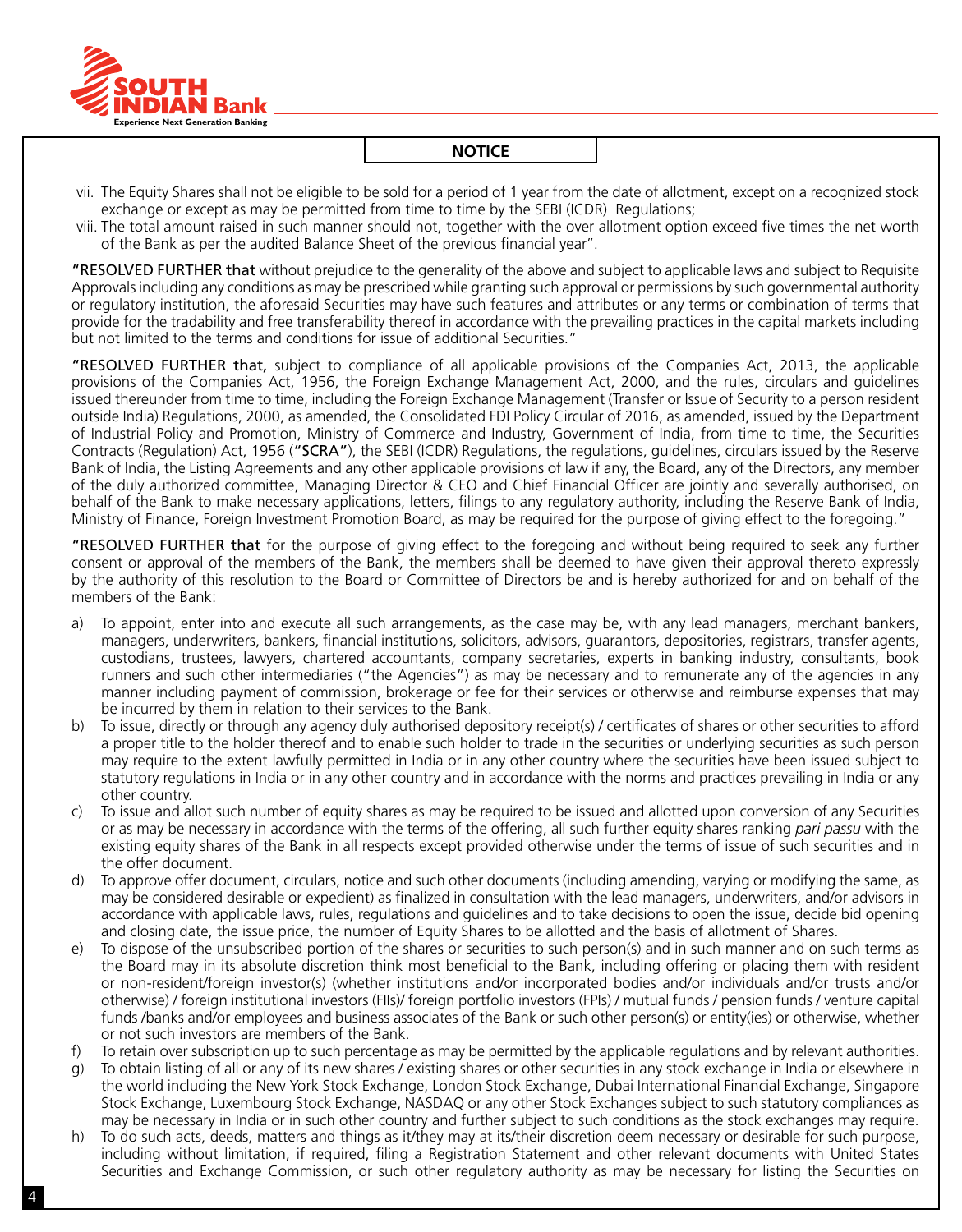## NOTICE

vii. The Equity Shares shall not be eligible to be sold for a period of 1 year from the date of allotment, except on a recognized stock exchange or except as may be permitted from time to time by the SEBI (ICDR) Regulations;

viii. The total amount raised in such manner should not, together with the over allotment option exceed five times the net worth of the Bank as per the audited Balance Sheet of the previous financial year".

**"RESOLVED FURTHER that** without prejudice to the generality of the above and subject to applicable laws and subject to Requisite Approvals including any conditions as may be prescribed while granting such approval or permissions by such governmental authority or regulatory institution, the aforesaid Securities may have such features and attributes or any terms or combination of terms that provide for the tradability and free transferability thereof in accordance with the prevailing practices in the capital markets including but not limited to the terms and conditions for issue of additional Securities."

**"RESOLVED FURTHER that,** subject to compliance of all applicable provisions of the Companies Act, 2013, the applicable provisions of the Companies Act, 1956, the Foreign Exchange Management Act, 2000, and the rules, circulars and guidelines issued thereunder from time to time, including the Foreign Exchange Management (Transfer or Issue of Security to a person resident outside India) Regulations, 2000, as amended, the Consolidated FDI Policy Circular of 2016, as amended, issued by the Department of Industrial Policy and Promotion, Ministry of Commerce and Industry, Government of India, from time to time, the Securities Contracts (Regulation) Act, 1956 (**"SCRA"**), the SEBI (ICDR) Regulations, the regulations, guidelines, circulars issued by the Reserve Bank of India, the Listing Agreements and any other applicable provisions of law if any, the Board, any of the Directors, any member of the duly authorized committee, Managing Director & CEO and Chief Financial Officer are jointly and severally authorised, on behalf of the Bank to make necessary applications, letters, filings to any regulatory authority, including the Reserve Bank of India, Ministry of Finance, Foreign Investment Promotion Board, as may be required for the purpose of giving effect to the foregoing."

**"RESOLVED FURTHER that** for the purpose of giving effect to the foregoing and without being required to seek any further consent or approval of the members of the Bank, the members shall be deemed to have given their approval thereto expressly by the authority of this resolution to the Board or Committee of Directors be and is hereby authorized for and on behalf of the members of the Bank:

a) To appoint, enter into and execute all such arrangements, as the case may be, with any lead managers, merchant bankers, managers, underwriters, bankers, financial institutions, solicitors, advisors, guarantors, depositories, registrars, transfer agents, custodians, trustees, lawyers, chartered accountants, company secretaries, experts in banking industry, consultants, book runners and such other intermediaries ("the Agencies") as may be necessary and to remunerate any of the agencies in any manner including payment of commission, brokerage or fee for their services or otherwise and reimburse expenses that may be incurred by them in relation to their services to the Bank.

b) To issue, directly or through any agency duly authorised depository receipt(s) / certificates of shares or other securities to afford a proper title to the holder thereof and to enable such holder to trade in the securities or underlying securities as such person may require to the extent lawfully permitted in India or in any other country where the securities have been issued subject to statutory regulations in India or in any other country and in accordance with the norms and practices prevailing in India or any other country.

c) To issue and allot such number of equity shares as may be required to be issued and allotted upon conversion of any Securities or as may be necessary in accordance with the terms of the offering, all such further equity shares ranking *pari passu* with the existing equity shares of the Bank in all respects except provided otherwise under the terms of issue of such securities and in the offer document.

d) To approve offer document, circulars, notice and such other documents (including amending, varying or modifying the same, as may be considered desirable or expedient) as finalized in consultation with the lead managers, underwriters, and/or advisors in accordance with applicable laws, rules, regulations and guidelines and to take decisions to open the issue, decide bid opening and closing date, the issue price, the number of Equity Shares to be allotted and the basis of allotment of Shares.

e) To dispose of the unsubscribed portion of the shares or securities to such person(s) and in such manner and on such terms as the Board may in its absolute discretion think most beneficial to the Bank, including offering or placing them with resident or non-resident/foreign investor(s) (whether institutions and/or incorporated bodies and/or individuals and/or trusts and/or otherwise) / foreign institutional investors (FIIs)/ foreign portfolio investors (FPIs) / mutual funds / pension funds / venture capital funds /banks and/or employees and business associates of the Bank or such other person(s) or entity(ies) or otherwise, whether or not such investors are members of the Bank.

f) To retain over subscription up to such percentage as may be permitted by the applicable regulations and by relevant authorities.

g) To obtain listing of all or any of its new shares / existing shares or other securities in any stock exchange in India or elsewhere in the world including the New York Stock Exchange, London Stock Exchange, Dubai International Financial Exchange, Singapore Stock Exchange, Luxembourg Stock Exchange, NASDAQ or any other Stock Exchanges subject to such statutory compliances as may be necessary in India or in such other country and further subject to such conditions as the stock exchanges may require.

h) To do such acts, deeds, matters and things as it/they may at its/their discretion deem necessary or desirable for such purpose, including without limitation, if required, filing a Registration Statement and other relevant documents with United States Securities and Exchange Commission, or such other regulatory authority as may be necessary for listing the Securities on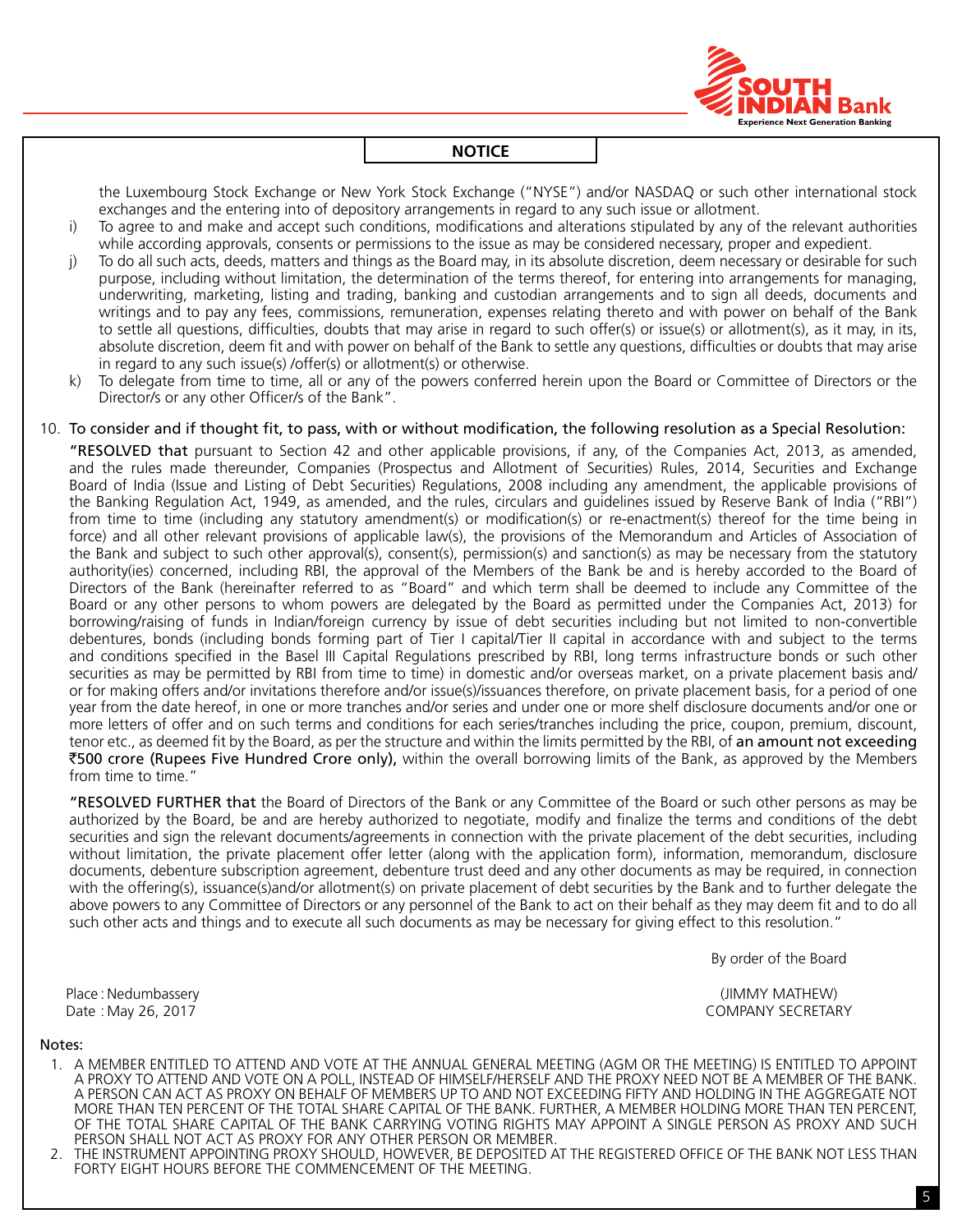## NOTICE

the Luxembourg Stock Exchange or New York Stock Exchange ("NYSE") and/or NASDAQ or such other international stock exchanges and the entering into of depository arrangements in regard to any such issue or allotment.

i) To agree to and make and accept such conditions, modifications and alterations stipulated by any of the relevant authorities while according approvals, consents or permissions to the issue as may be considered necessary, proper and expedient.

j) To do all such acts, deeds, matters and things as the Board may, in its absolute discretion, deem necessary or desirable for such purpose, including without limitation, the determination of the terms thereof, for entering into arrangements for managing, underwriting, marketing, listing and trading, banking and custodian arrangements and to sign all deeds, documents and writings and to pay any fees, commissions, remuneration, expenses relating thereto and with power on behalf of the Bank to settle all questions, difficulties, doubts that may arise in regard to such offer(s) or issue(s) or allotment(s), as it may, in its, absolute discretion, deem fit and with power on behalf of the Bank to settle any questions, difficulties or doubts that may arise in regard to any such issue(s) /offer(s) or allotment(s) or otherwise.

k) To delegate from time to time, all or any of the powers conferred herein upon the Board or Committee of Directors or the Director/s or any other Officer/s of the Bank".

10. To consider and if thought fit, to pass, with or without modification, the following resolution as a Special Resolution:

**"RESOLVED that** pursuant to Section 42 and other applicable provisions, if any, of the Companies Act, 2013, as amended, and the rules made thereunder, Companies (Prospectus and Allotment of Securities) Rules, 2014, Securities and Exchange Board of India (Issue and Listing of Debt Securities) Regulations, 2008 including any amendment, the applicable provisions of the Banking Regulation Act, 1949, as amended, and the rules, circulars and guidelines issued by Reserve Bank of India ("RBI") from time to time (including any statutory amendment(s) or modification(s) or re-enactment(s) thereof for the time being in force) and all other relevant provisions of applicable law(s), the provisions of the Memorandum and Articles of Association of the Bank and subject to such other approval(s), consent(s), permission(s) and sanction(s) as may be necessary from the statutory authority(ies) concerned, including RBI, the approval of the Members of the Bank be and is hereby accorded to the Board of Directors of the Bank (hereinafter referred to as "Board" and which term shall be deemed to include any Committee of the Board or any other persons to whom powers are delegated by the Board as permitted under the Companies Act, 2013) for borrowing/raising of funds in Indian/foreign currency by issue of debt securities including but not limited to non-convertible debentures, bonds (including bonds forming part of Tier I capital/Tier II capital in accordance with and subject to the terms and conditions specified in the Basel III Capital Regulations prescribed by RBI, long terms infrastructure bonds or such other securities as may be permitted by RBI from time to time) in domestic and/or overseas market, on a private placement basis and/or for making offers and/or invitations therefore and/or issue(s)/issuances therefore, on private placement basis, for a period of one year from the date hereof, in one or more tranches and/or series and under one or more shelf disclosure documents and/or one or more letters of offer and on such terms and conditions for each series/tranches including the price, coupon, premium, discount, tenor etc., as deemed fit by the Board, as per the structure and within the limits permitted by the RBI, of **an amount not exceeding ₹500 crore (Rupees Five Hundred Crore only),** within the overall borrowing limits of the Bank, as approved by the Members from time to time."

**"RESOLVED FURTHER that** the Board of Directors of the Bank or any Committee of the Board or such other persons as may be authorized by the Board, be and are hereby authorized to negotiate, modify and finalize the terms and conditions of the debt securities and sign the relevant documents/agreements in connection with the private placement of the debt securities, including without limitation, the private placement offer letter (along with the application form), information, memorandum, disclosure documents, debenture subscription agreement, debenture trust deed and any other documents as may be required, in connection with the offering(s), issuance(s)and/or allotment(s) on private placement of debt securities by the Bank and to further delegate the above powers to any Committee of Directors or any personnel of the Bank to act on their behalf as they may deem fit and to do all such other acts and things and to execute all such documents as may be necessary for giving effect to this resolution."

By order of the Board

Place : Nedumbassery
Date : May 26, 2017

(JIMMY MATHEW)
COMPANY SECRETARY

**Notes:**

1. A MEMBER ENTITLED TO ATTEND AND VOTE AT THE ANNUAL GENERAL MEETING (AGM OR THE MEETING) IS ENTITLED TO APPOINT A PROXY TO ATTEND AND VOTE ON A POLL, INSTEAD OF HIMSELF/HERSELF AND THE PROXY NEED NOT BE A MEMBER OF THE BANK. A PERSON CAN ACT AS PROXY ON BEHALF OF MEMBERS UP TO AND NOT EXCEEDING FIFTY AND HOLDING IN THE AGGREGATE NOT MORE THAN TEN PERCENT OF THE TOTAL SHARE CAPITAL OF THE BANK. FURTHER, A MEMBER HOLDING MORE THAN TEN PERCENT, OF THE TOTAL SHARE CAPITAL OF THE BANK CARRYING VOTING RIGHTS MAY APPOINT A SINGLE PERSON AS PROXY AND SUCH PERSON SHALL NOT ACT AS PROXY FOR ANY OTHER PERSON OR MEMBER.
2. THE INSTRUMENT APPOINTING PROXY SHOULD, HOWEVER, BE DEPOSITED AT THE REGISTERED OFFICE OF THE BANK NOT LESS THAN FORTY EIGHT HOURS BEFORE THE COMMENCEMENT OF THE MEETING.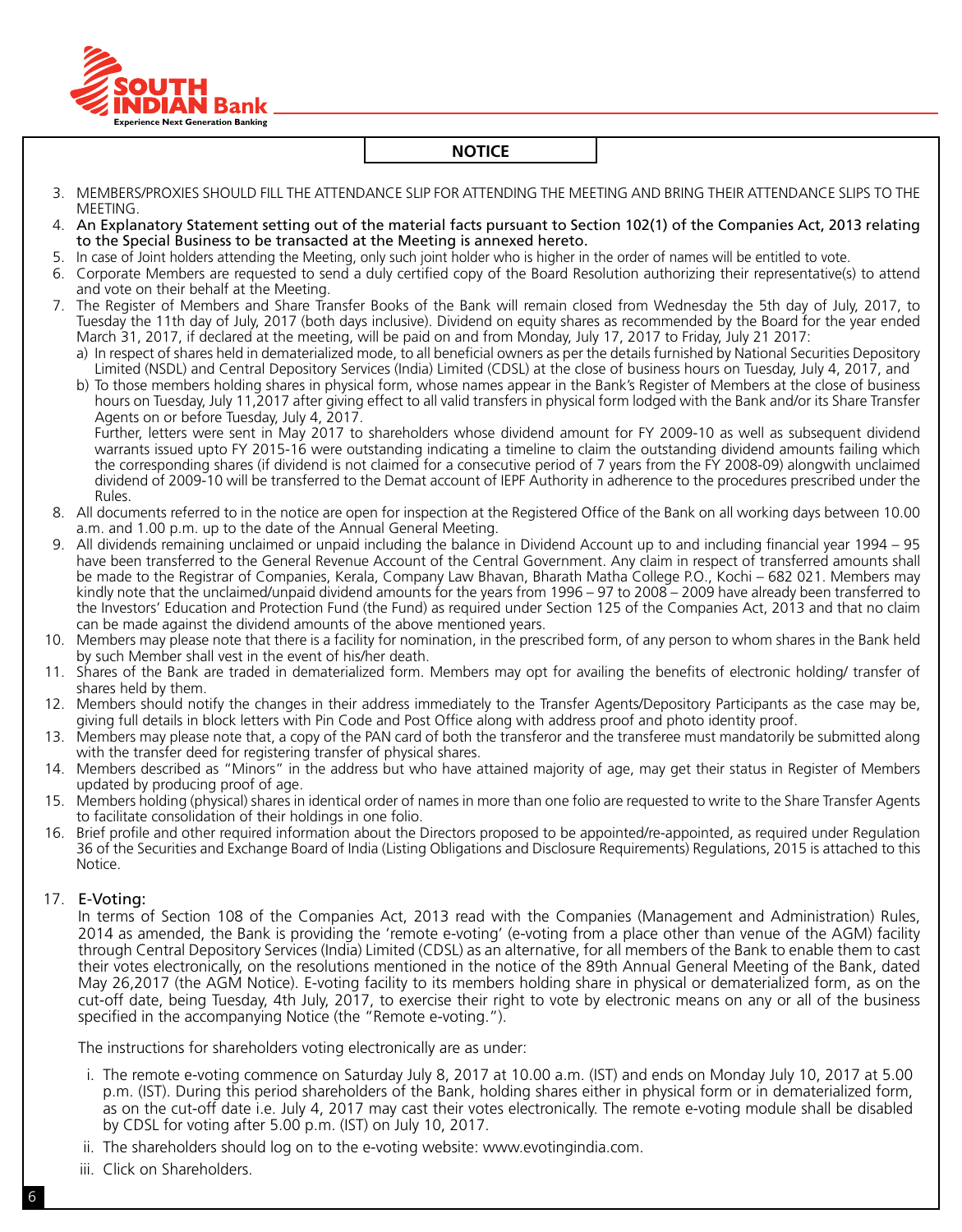## NOTICE

3. MEMBERS/PROXIES SHOULD FILL THE ATTENDANCE SLIP FOR ATTENDING THE MEETING AND BRING THEIR ATTENDANCE SLIPS TO THE MEETING.
4. **An Explanatory Statement setting out of the material facts pursuant to Section 102(1) of the Companies Act, 2013 relating to the Special Business to be transacted at the Meeting is annexed hereto.**
5. In case of Joint holders attending the Meeting, only such joint holder who is higher in the order of names will be entitled to vote.
6. Corporate Members are requested to send a duly certified copy of the Board Resolution authorizing their representative(s) to attend and vote on their behalf at the Meeting.
7. The Register of Members and Share Transfer Books of the Bank will remain closed from Wednesday the 5th day of July, 2017, to Tuesday the 11th day of July, 2017 (both days inclusive). Dividend on equity shares as recommended by the Board for the year ended March 31, 2017, if declared at the meeting, will be paid on and from Monday, July 17, 2017 to Friday, July 21 2017:
   a) In respect of shares held in dematerialized mode, to all beneficial owners as per the details furnished by National Securities Depository Limited (NSDL) and Central Depository Services (India) Limited (CDSL) at the close of business hours on Tuesday, July 4, 2017, and
   b) To those members holding shares in physical form, whose names appear in the Bank's Register of Members at the close of business hours on Tuesday, July 11,2017 after giving effect to all valid transfers in physical form lodged with the Bank and/or its Share Transfer Agents on or before Tuesday, July 4, 2017.

   Further, letters were sent in May 2017 to shareholders whose dividend amount for FY 2009-10 as well as subsequent dividend warrants issued upto FY 2015-16 were outstanding indicating a timeline to claim the outstanding dividend amounts failing which the corresponding shares (if dividend is not claimed for a consecutive period of 7 years from the FY 2008-09) alongwith unclaimed dividend of 2009-10 will be transferred to the Demat account of IEPF Authority in adherence to the procedures prescribed under the Rules.
8. All documents referred to in the notice are open for inspection at the Registered Office of the Bank on all working days between 10.00 a.m. and 1.00 p.m. up to the date of the Annual General Meeting.
9. All dividends remaining unclaimed or unpaid including the balance in Dividend Account up to and including financial year 1994 – 95 have been transferred to the General Revenue Account of the Central Government. Any claim in respect of transferred amounts shall be made to the Registrar of Companies, Kerala, Company Law Bhavan, Bharath Matha College P.O., Kochi – 682 021. Members may kindly note that the unclaimed/unpaid dividend amounts for the years from 1996 – 97 to 2008 – 2009 have already been transferred to the Investors' Education and Protection Fund (the Fund) as required under Section 125 of the Companies Act, 2013 and that no claim can be made against the dividend amounts of the above mentioned years.
10. Members may please note that there is a facility for nomination, in the prescribed form, of any person to whom shares in the Bank held by such Member shall vest in the event of his/her death.
11. Shares of the Bank are traded in dematerialized form. Members may opt for availing the benefits of electronic holding/ transfer of shares held by them.
12. Members should notify the changes in their address immediately to the Transfer Agents/Depository Participants as the case may be, giving full details in block letters with Pin Code and Post Office along with address proof and photo identity proof.
13. Members may please note that, a copy of the PAN card of both the transferor and the transferee must mandatorily be submitted along with the transfer deed for registering transfer of physical shares.
14. Members described as "Minors" in the address but who have attained majority of age, may get their status in Register of Members updated by producing proof of age.
15. Members holding (physical) shares in identical order of names in more than one folio are requested to write to the Share Transfer Agents to facilitate consolidation of their holdings in one folio.
16. Brief profile and other required information about the Directors proposed to be appointed/re-appointed, as required under Regulation 36 of the Securities and Exchange Board of India (Listing Obligations and Disclosure Requirements) Regulations, 2015 is attached to this Notice.
17. E-Voting:

    In terms of Section 108 of the Companies Act, 2013 read with the Companies (Management and Administration) Rules, 2014 as amended, the Bank is providing the 'remote e-voting' (e-voting from a place other than venue of the AGM) facility through Central Depository Services (India) Limited (CDSL) as an alternative, for all members of the Bank to enable them to cast their votes electronically, on the resolutions mentioned in the notice of the 89th Annual General Meeting of the Bank, dated May 26,2017 (the AGM Notice). E-voting facility to its members holding share in physical or dematerialized form, as on the cut-off date, being Tuesday, 4th July, 2017, to exercise their right to vote by electronic means on any or all of the business specified in the accompanying Notice (the "Remote e-voting.").

    The instructions for shareholders voting electronically are as under:

    i. The remote e-voting commence on Saturday July 8, 2017 at 10.00 a.m. (IST) and ends on Monday July 10, 2017 at 5.00 p.m. (IST). During this period shareholders of the Bank, holding shares either in physical form or in dematerialized form, as on the cut-off date i.e. July 4, 2017 may cast their votes electronically. The remote e-voting module shall be disabled by CDSL for voting after 5.00 p.m. (IST) on July 10, 2017.

    ii. The shareholders should log on to the e-voting website: www.evotingindia.com.

    iii. Click on Shareholders.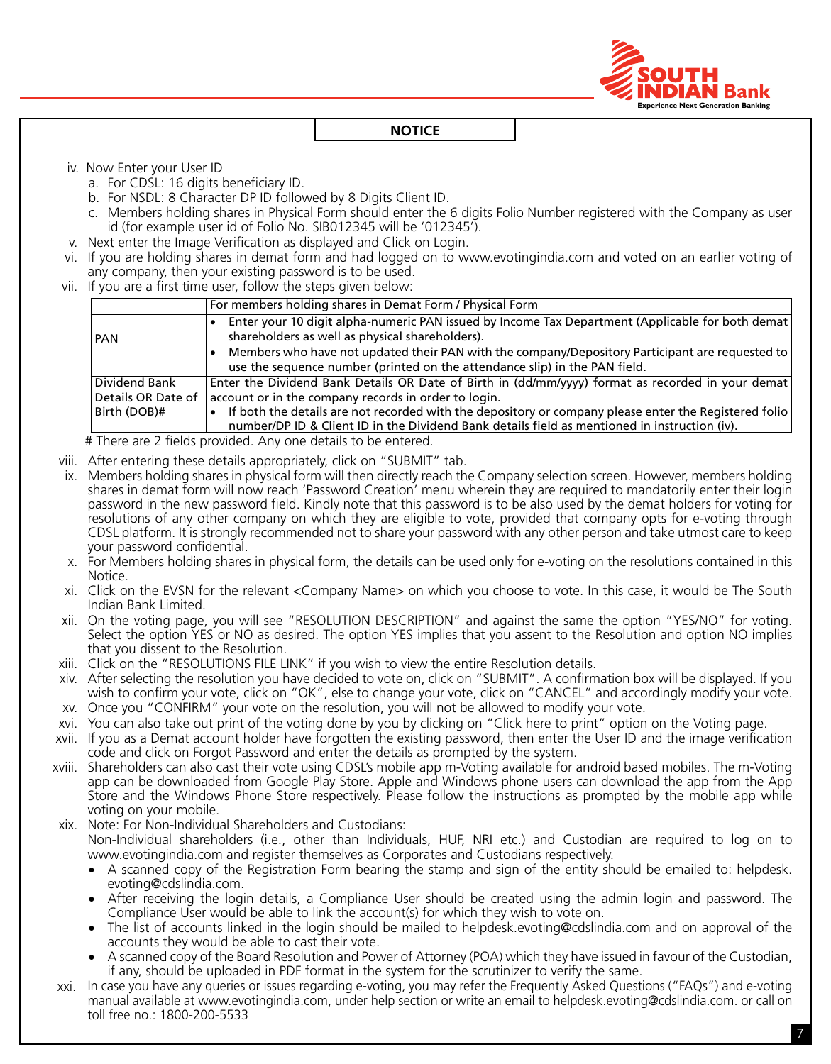## NOTICE

iv. Now Enter your User ID

a. For CDSL: 16 digits beneficiary ID.

b. For NSDL: 8 Character DP ID followed by 8 Digits Client ID.

c. Members holding shares in Physical Form should enter the 6 digits Folio Number registered with the Company as user id (for example user id of Folio No. SIB012345 will be '012345').

v. Next enter the Image Verification as displayed and Click on Login.

vi. If you are holding shares in demat form and had logged on to www.evotingindia.com and voted on an earlier voting of any company, then your existing password is to be used.

vii. If you are a first time user, follow the steps given below:

| | For members holding shares in Demat Form / Physical Form |
|---|---|
| PAN | • Enter your 10 digit alpha-numeric PAN issued by Income Tax Department (Applicable for both demat shareholders as well as physical shareholders).<br>• Members who have not updated their PAN with the company/Depository Participant are requested to use the sequence number (printed on the attendance slip) in the PAN field. |
| Dividend Bank Details OR Date of Birth (DOB)# | Enter the Dividend Bank Details OR Date of Birth in (dd/mm/yyyy) format as recorded in your demat account or in the company records in order to login.<br>• If both the details are not recorded with the depository or company please enter the Registered folio number/DP ID & Client ID in the Dividend Bank details field as mentioned in instruction (iv). |

# There are 2 fields provided. Any one details to be entered.

viii. After entering these details appropriately, click on "SUBMIT" tab.

ix. Members holding shares in physical form will then directly reach the Company selection screen. However, members holding shares in demat form will now reach 'Password Creation' menu wherein they are required to mandatorily enter their login password in the new password field. Kindly note that this password is to be also used by the demat holders for voting for resolutions of any other company on which they are eligible to vote, provided that company opts for e-voting through CDSL platform. It is strongly recommended not to share your password with any other person and take utmost care to keep your password confidential.

x. For Members holding shares in physical form, the details can be used only for e-voting on the resolutions contained in this Notice.

xi. Click on the EVSN for the relevant <Company Name> on which you choose to vote. In this case, it would be The South Indian Bank Limited.

xii. On the voting page, you will see "RESOLUTION DESCRIPTION" and against the same the option "YES/NO" for voting. Select the option YES or NO as desired. The option YES implies that you assent to the Resolution and option NO implies that you dissent to the Resolution.

xiii. Click on the "RESOLUTIONS FILE LINK" if you wish to view the entire Resolution details.

xiv. After selecting the resolution you have decided to vote on, click on "SUBMIT". A confirmation box will be displayed. If you wish to confirm your vote, click on "OK", else to change your vote, click on "CANCEL" and accordingly modify your vote.

xv. Once you "CONFIRM" your vote on the resolution, you will not be allowed to modify your vote.

xvi. You can also take out print of the voting done by you by clicking on "Click here to print" option on the Voting page.

xvii. If you as a Demat account holder have forgotten the existing password, then enter the User ID and the image verification code and click on Forgot Password and enter the details as prompted by the system.

xviii. Shareholders can also cast their vote using CDSL's mobile app m-Voting available for android based mobiles. The m-Voting app can be downloaded from Google Play Store. Apple and Windows phone users can download the app from the App Store and the Windows Phone Store respectively. Please follow the instructions as prompted by the mobile app while voting on your mobile.

xix. Note: For Non-Individual Shareholders and Custodians:

Non-Individual shareholders (i.e., other than Individuals, HUF, NRI etc.) and Custodian are required to log on to www.evotingindia.com and register themselves as Corporates and Custodians respectively.

- A scanned copy of the Registration Form bearing the stamp and sign of the entity should be emailed to: helpdesk.evoting@cdslindia.com.
- After receiving the login details, a Compliance User should be created using the admin login and password. The Compliance User would be able to link the account(s) for which they wish to vote on.
- The list of accounts linked in the login should be mailed to helpdesk.evoting@cdslindia.com and on approval of the accounts they would be able to cast their vote.
- A scanned copy of the Board Resolution and Power of Attorney (POA) which they have issued in favour of the Custodian, if any, should be uploaded in PDF format in the system for the scrutinizer to verify the same.

xxi. In case you have any queries or issues regarding e-voting, you may refer the Frequently Asked Questions ("FAQs") and e-voting manual available at www.evotingindia.com, under help section or write an email to helpdesk.evoting@cdslindia.com. or call on toll free no.: 1800-200-5533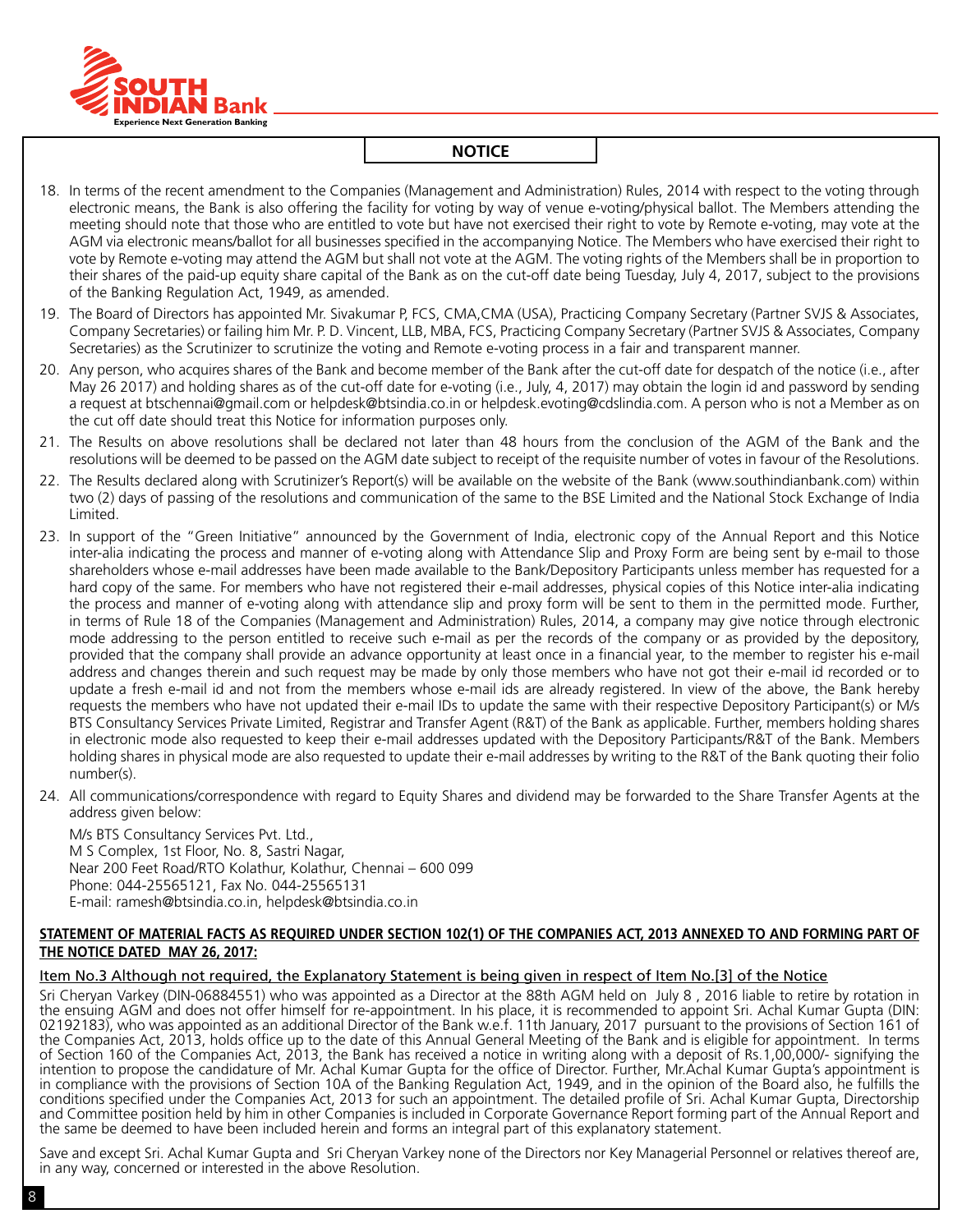## NOTICE

18. In terms of the recent amendment to the Companies (Management and Administration) Rules, 2014 with respect to the voting through electronic means, the Bank is also offering the facility for voting by way of venue e-voting/physical ballot. The Members attending the meeting should note that those who are entitled to vote but have not exercised their right to vote by Remote e-voting, may vote at the AGM via electronic means/ballot for all businesses specified in the accompanying Notice. The Members who have exercised their right to vote by Remote e-voting may attend the AGM but shall not vote at the AGM. The voting rights of the Members shall be in proportion to their shares of the paid-up equity share capital of the Bank as on the cut-off date being Tuesday, July 4, 2017, subject to the provisions of the Banking Regulation Act, 1949, as amended.

19. The Board of Directors has appointed Mr. Sivakumar P, FCS, CMA,CMA (USA), Practicing Company Secretary (Partner SVJS & Associates, Company Secretaries) or failing him Mr. P. D. Vincent, LLB, MBA, FCS, Practicing Company Secretary (Partner SVJS & Associates, Company Secretaries) as the Scrutinizer to scrutinize the voting and Remote e-voting process in a fair and transparent manner.

20. Any person, who acquires shares of the Bank and become member of the Bank after the cut-off date for despatch of the notice (i.e., after May 26 2017) and holding shares as of the cut-off date for e-voting (i.e., July, 4, 2017) may obtain the login id and password by sending a request at btschennai@gmail.com or helpdesk@btsindia.co.in or helpdesk.evoting@cdslindia.com. A person who is not a Member as on the cut off date should treat this Notice for information purposes only.

21. The Results on above resolutions shall be declared not later than 48 hours from the conclusion of the AGM of the Bank and the resolutions will be deemed to be passed on the AGM date subject to receipt of the requisite number of votes in favour of the Resolutions.

22. The Results declared along with Scrutinizer's Report(s) will be available on the website of the Bank (www.southindianbank.com) within two (2) days of passing of the resolutions and communication of the same to the BSE Limited and the National Stock Exchange of India Limited.

23. In support of the "Green Initiative" announced by the Government of India, electronic copy of the Annual Report and this Notice inter-alia indicating the process and manner of e-voting along with Attendance Slip and Proxy Form are being sent by e-mail to those shareholders whose e-mail addresses have been made available to the Bank/Depository Participants unless member has requested for a hard copy of the same. For members who have not registered their e-mail addresses, physical copies of this Notice inter-alia indicating the process and manner of e-voting along with attendance slip and proxy form will be sent to them in the permitted mode. Further, in terms of Rule 18 of the Companies (Management and Administration) Rules, 2014, a company may give notice through electronic mode addressing to the person entitled to receive such e-mail as per the records of the company or as provided by the depository, provided that the company shall provide an advance opportunity at least once in a financial year, to the member to register his e-mail address and changes therein and such request may be made by only those members who have not got their e-mail id recorded or to update a fresh e-mail id and not from the members whose e-mail ids are already registered. In view of the above, the Bank hereby requests the members who have not updated their e-mail IDs to update the same with their respective Depository Participant(s) or M/s BTS Consultancy Services Private Limited, Registrar and Transfer Agent (R&T) of the Bank as applicable. Further, members holding shares in electronic mode also requested to keep their e-mail addresses updated with the Depository Participants/R&T of the Bank. Members holding shares in physical mode are also requested to update their e-mail addresses by writing to the R&T of the Bank quoting their folio number(s).

24. All communications/correspondence with regard to Equity Shares and dividend may be forwarded to the Share Transfer Agents at the address given below:

    M/s BTS Consultancy Services Pvt. Ltd.,
    M S Complex, 1st Floor, No. 8, Sastri Nagar,
    Near 200 Feet Road/RTO Kolathur, Kolathur, Chennai – 600 099
    Phone: 044-25565121, Fax No. 044-25565131
    E-mail: ramesh@btsindia.co.in, helpdesk@btsindia.co.in

**STATEMENT OF MATERIAL FACTS AS REQUIRED UNDER SECTION 102(1) OF THE COMPANIES ACT, 2013 ANNEXED TO AND FORMING PART OF THE NOTICE DATED MAY 26, 2017:**

Item No.3 Although not required, the Explanatory Statement is being given in respect of Item No.[3] of the Notice

Sri Cheryan Varkey (DIN-06884551) who was appointed as a Director at the 88th AGM held on July 8 , 2016 liable to retire by rotation in the ensuing AGM and does not offer himself for re-appointment. In his place, it is recommended to appoint Sri. Achal Kumar Gupta (DIN: 02192183), who was appointed as an additional Director of the Bank w.e.f. 11th January, 2017 pursuant to the provisions of Section 161 of the Companies Act, 2013, holds office up to the date of this Annual General Meeting of the Bank and is eligible for appointment. In terms of Section 160 of the Companies Act, 2013, the Bank has received a notice in writing along with a deposit of Rs.1,00,000/- signifying the intention to propose the candidature of Mr. Achal Kumar Gupta for the office of Director. Further, Mr.Achal Kumar Gupta's appointment is in compliance with the provisions of Section 10A of the Banking Regulation Act, 1949, and in the opinion of the Board also, he fulfills the conditions specified under the Companies Act, 2013 for such an appointment. The detailed profile of Sri. Achal Kumar Gupta, Directorship and Committee position held by him in other Companies is included in Corporate Governance Report forming part of the Annual Report and the same be deemed to have been included herein and forms an integral part of this explanatory statement.

Save and except Sri. Achal Kumar Gupta and Sri Cheryan Varkey none of the Directors nor Key Managerial Personnel or relatives thereof are, in any way, concerned or interested in the above Resolution.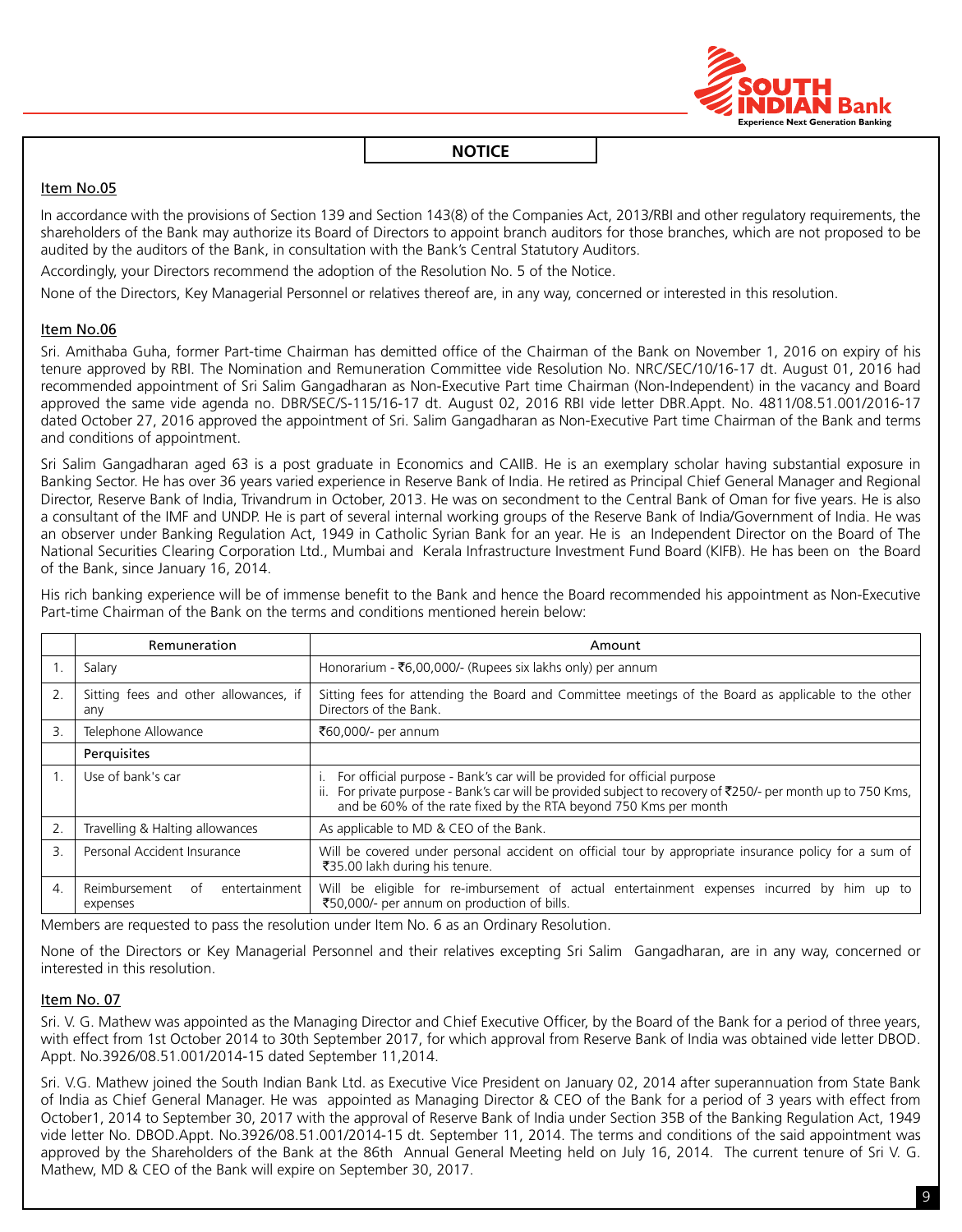## NOTICE

### Item No.05

In accordance with the provisions of Section 139 and Section 143(8) of the Companies Act, 2013/RBI and other regulatory requirements, the shareholders of the Bank may authorize its Board of Directors to appoint branch auditors for those branches, which are not proposed to be audited by the auditors of the Bank, in consultation with the Bank's Central Statutory Auditors.

Accordingly, your Directors recommend the adoption of the Resolution No. 5 of the Notice.

None of the Directors, Key Managerial Personnel or relatives thereof are, in any way, concerned or interested in this resolution.

### Item No.06

Sri. Amithaba Guha, former Part-time Chairman has demitted office of the Chairman of the Bank on November 1, 2016 on expiry of his tenure approved by RBI. The Nomination and Remuneration Committee vide Resolution No. NRC/SEC/10/16-17 dt. August 01, 2016 had recommended appointment of Sri Salim Gangadharan as Non-Executive Part time Chairman (Non-Independent) in the vacancy and Board approved the same vide agenda no. DBR/SEC/S-115/16-17 dt. August 02, 2016 RBI vide letter DBR.Appt. No. 4811/08.51.001/2016-17 dated October 27, 2016 approved the appointment of Sri. Salim Gangadharan as Non-Executive Part time Chairman of the Bank and terms and conditions of appointment.

Sri Salim Gangadharan aged 63 is a post graduate in Economics and CAIIB. He is an exemplary scholar having substantial exposure in Banking Sector. He has over 36 years varied experience in Reserve Bank of India. He retired as Principal Chief General Manager and Regional Director, Reserve Bank of India, Trivandrum in October, 2013. He was on secondment to the Central Bank of Oman for five years. He is also a consultant of the IMF and UNDP. He is part of several internal working groups of the Reserve Bank of India/Government of India. He was an observer under Banking Regulation Act, 1949 in Catholic Syrian Bank for an year. He is an Independent Director on the Board of The National Securities Clearing Corporation Ltd., Mumbai and Kerala Infrastructure Investment Fund Board (KIFB). He has been on the Board of the Bank, since January 16, 2014.

His rich banking experience will be of immense benefit to the Bank and hence the Board recommended his appointment as Non-Executive Part-time Chairman of the Bank on the terms and conditions mentioned herein below:

| | Remuneration | Amount |
|---|---|---|
| 1. | Salary | Honorarium - ₹6,00,000/- (Rupees six lakhs only) per annum |
| 2. | Sitting fees and other allowances, if any | Sitting fees for attending the Board and Committee meetings of the Board as applicable to the other Directors of the Bank. |
| 3. | Telephone Allowance | ₹60,000/- per annum |
| | **Perquisites** | |
| 1. | Use of bank's car | i. For official purpose - Bank's car will be provided for official purpose<br>ii. For private purpose - Bank's car will be provided subject to recovery of ₹250/- per month up to 750 Kms, and be 60% of the rate fixed by the RTA beyond 750 Kms per month |
| 2. | Travelling & Halting allowances | As applicable to MD & CEO of the Bank. |
| 3. | Personal Accident Insurance | Will be covered under personal accident on official tour by appropriate insurance policy for a sum of ₹35.00 lakh during his tenure. |
| 4. | Reimbursement of entertainment expenses | Will be eligible for re-imbursement of actual entertainment expenses incurred by him up to ₹50,000/- per annum on production of bills. |

Members are requested to pass the resolution under Item No. 6 as an Ordinary Resolution.

None of the Directors or Key Managerial Personnel and their relatives excepting Sri Salim Gangadharan, are in any way, concerned or interested in this resolution.

### Item No. 07

Sri. V. G. Mathew was appointed as the Managing Director and Chief Executive Officer, by the Board of the Bank for a period of three years, with effect from 1st October 2014 to 30th September 2017, for which approval from Reserve Bank of India was obtained vide letter DBOD. Appt. No.3926/08.51.001/2014-15 dated September 11,2014.

Sri. V.G. Mathew joined the South Indian Bank Ltd. as Executive Vice President on January 02, 2014 after superannuation from State Bank of India as Chief General Manager. He was appointed as Managing Director & CEO of the Bank for a period of 3 years with effect from October1, 2014 to September 30, 2017 with the approval of Reserve Bank of India under Section 35B of the Banking Regulation Act, 1949 vide letter No. DBOD.Appt. No.3926/08.51.001/2014-15 dt. September 11, 2014. The terms and conditions of the said appointment was approved by the Shareholders of the Bank at the 86th Annual General Meeting held on July 16, 2014. The current tenure of Sri V. G. Mathew, MD & CEO of the Bank will expire on September 30, 2017.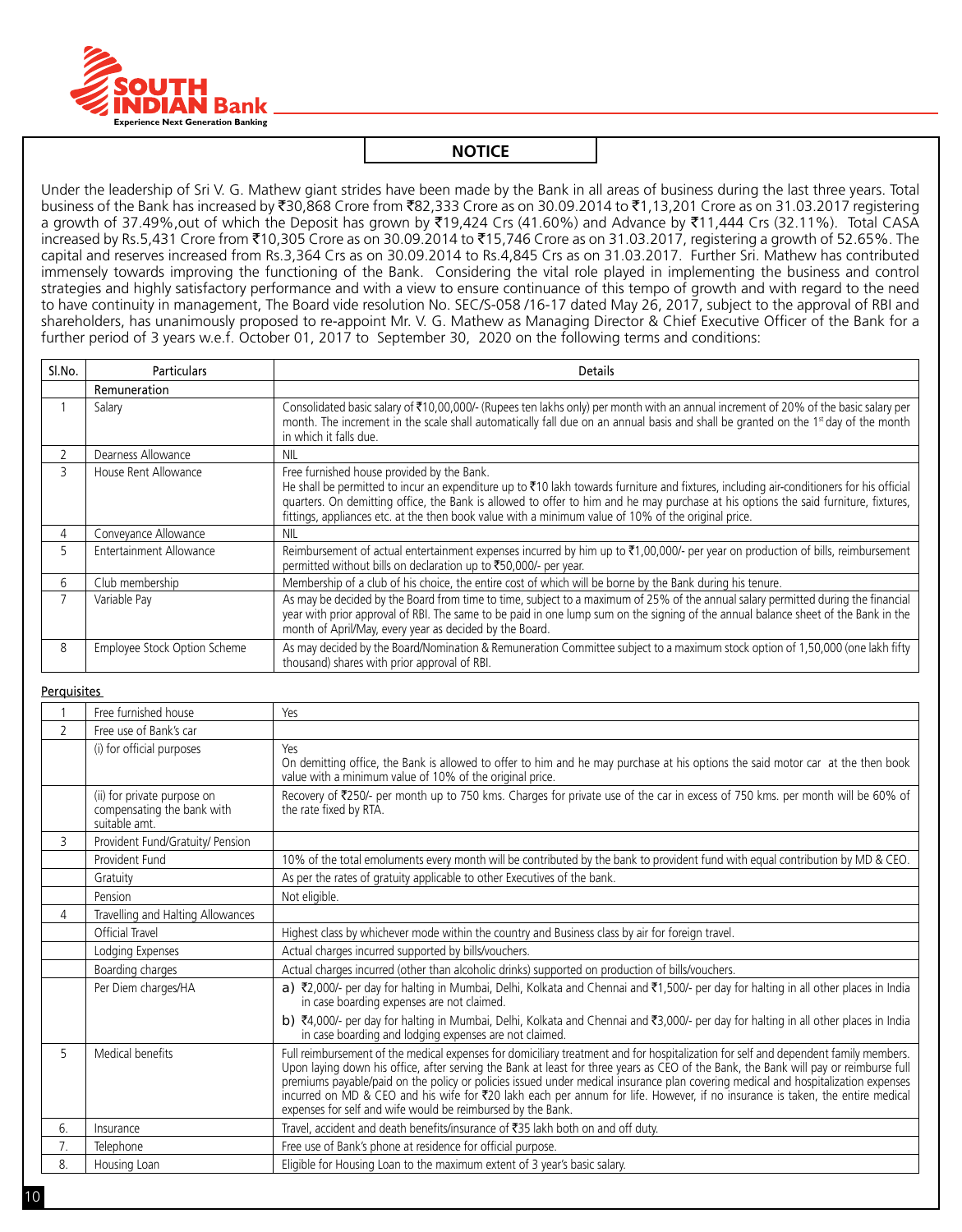## NOTICE

Under the leadership of Sri V. G. Mathew giant strides have been made by the Bank in all areas of business during the last three years. Total business of the Bank has increased by ₹30,868 Crore from ₹82,333 Crore as on 30.09.2014 to ₹1,13,201 Crore as on 31.03.2017 registering a growth of 37.49%,out of which the Deposit has grown by ₹19,424 Crs (41.60%) and Advance by ₹11,444 Crs (32.11%). Total CASA increased by Rs.5,431 Crore from ₹10,305 Crore as on 30.09.2014 to ₹15,746 Crore as on 31.03.2017, registering a growth of 52.65%. The capital and reserves increased from Rs.3,364 Crs as on 30.09.2014 to Rs.4,845 Crs as on 31.03.2017. Further Sri. Mathew has contributed immensely towards improving the functioning of the Bank. Considering the vital role played in implementing the business and control strategies and highly satisfactory performance and with a view to ensure continuance of this tempo of growth and with regard to the need to have continuity in management, The Board vide resolution No. SEC/S-058 /16-17 dated May 26, 2017, subject to the approval of RBI and shareholders, has unanimously proposed to re-appoint Mr. V. G. Mathew as Managing Director & Chief Executive Officer of the Bank for a further period of 3 years w.e.f. October 01, 2017 to September 30, 2020 on the following terms and conditions:

| Sl.No. | Particulars | Details |
|---|---|---|
| | Remuneration | |
| 1 | Salary | Consolidated basic salary of ₹10,00,000/- (Rupees ten lakhs only) per month with an annual increment of 20% of the basic salary per month. The increment in the scale shall automatically fall due on an annual basis and shall be granted on the 1st day of the month in which it falls due. |
| 2 | Dearness Allowance | NIL |
| 3 | House Rent Allowance | Free furnished house provided by the Bank. He shall be permitted to incur an expenditure up to ₹10 lakh towards furniture and fixtures, including air-conditioners for his official quarters. On demitting office, the Bank is allowed to offer to him and he may purchase at his options the said furniture, fixtures, fittings, appliances etc. at the then book value with a minimum value of 10% of the original price. |
| 4 | Conveyance Allowance | NIL |
| 5 | Entertainment Allowance | Reimbursement of actual entertainment expenses incurred by him up to ₹1,00,000/- per year on production of bills, reimbursement permitted without bills on declaration up to ₹50,000/- per year. |
| 6 | Club membership | Membership of a club of his choice, the entire cost of which will be borne by the Bank during his tenure. |
| 7 | Variable Pay | As may be decided by the Board from time to time, subject to a maximum of 25% of the annual salary permitted during the financial year with prior approval of RBI. The same to be paid in one lump sum on the signing of the annual balance sheet of the Bank in the month of April/May, every year as decided by the Board. |
| 8 | Employee Stock Option Scheme | As may decided by the Board/Nomination & Remuneration Committee subject to a maximum stock option of 1,50,000 (one lakh fifty thousand) shares with prior approval of RBI. |

**Perquisites**

| | | |
|---|---|---|
| 1 | Free furnished house | Yes |
| 2 | Free use of Bank's car | |
| | (i) for official purposes | Yes<br>On demitting office, the Bank is allowed to offer to him and he may purchase at his options the said motor car at the then book value with a minimum value of 10% of the original price. |
| | (ii) for private purpose on compensating the bank with suitable amt. | Recovery of ₹250/- per month up to 750 kms. Charges for private use of the car in excess of 750 kms. per month will be 60% of the rate fixed by RTA. |
| 3 | Provident Fund/Gratuity/ Pension | |
| | Provident Fund | 10% of the total emoluments every month will be contributed by the bank to provident fund with equal contribution by MD & CEO. |
| | Gratuity | As per the rates of gratuity applicable to other Executives of the bank. |
| | Pension | Not eligible. |
| 4 | Travelling and Halting Allowances | |
| | Official Travel | Highest class by whichever mode within the country and Business class by air for foreign travel. |
| | Lodging Expenses | Actual charges incurred supported by bills/vouchers. |
| | Boarding charges | Actual charges incurred (other than alcoholic drinks) supported on production of bills/vouchers. |
| | Per Diem charges/HA | a) ₹2,000/- per day for halting in Mumbai, Delhi, Kolkata and Chennai and ₹1,500/- per day for halting in all other places in India in case boarding expenses are not claimed.<br>b) ₹4,000/- per day for halting in Mumbai, Delhi, Kolkata and Chennai and ₹3,000/- per day for halting in all other places in India in case boarding and lodging expenses are not claimed. |
| 5 | Medical benefits | Full reimbursement of the medical expenses for domiciliary treatment and for hospitalization for self and dependent family members. Upon laying down his office, after serving the Bank at least for three years as CEO of the Bank, the Bank will pay or reimburse full premiums payable/paid on the policy or policies issued under medical insurance plan covering medical and hospitalization expenses incurred on MD & CEO and his wife for ₹20 lakh each per annum for life. However, if no insurance is taken, the entire medical expenses for self and wife would be reimbursed by the Bank. |
| 6. | Insurance | Travel, accident and death benefits/insurance of ₹35 lakh both on and off duty. |
| 7. | Telephone | Free use of Bank's phone at residence for official purpose. |
| 8. | Housing Loan | Eligible for Housing Loan to the maximum extent of 3 year's basic salary. |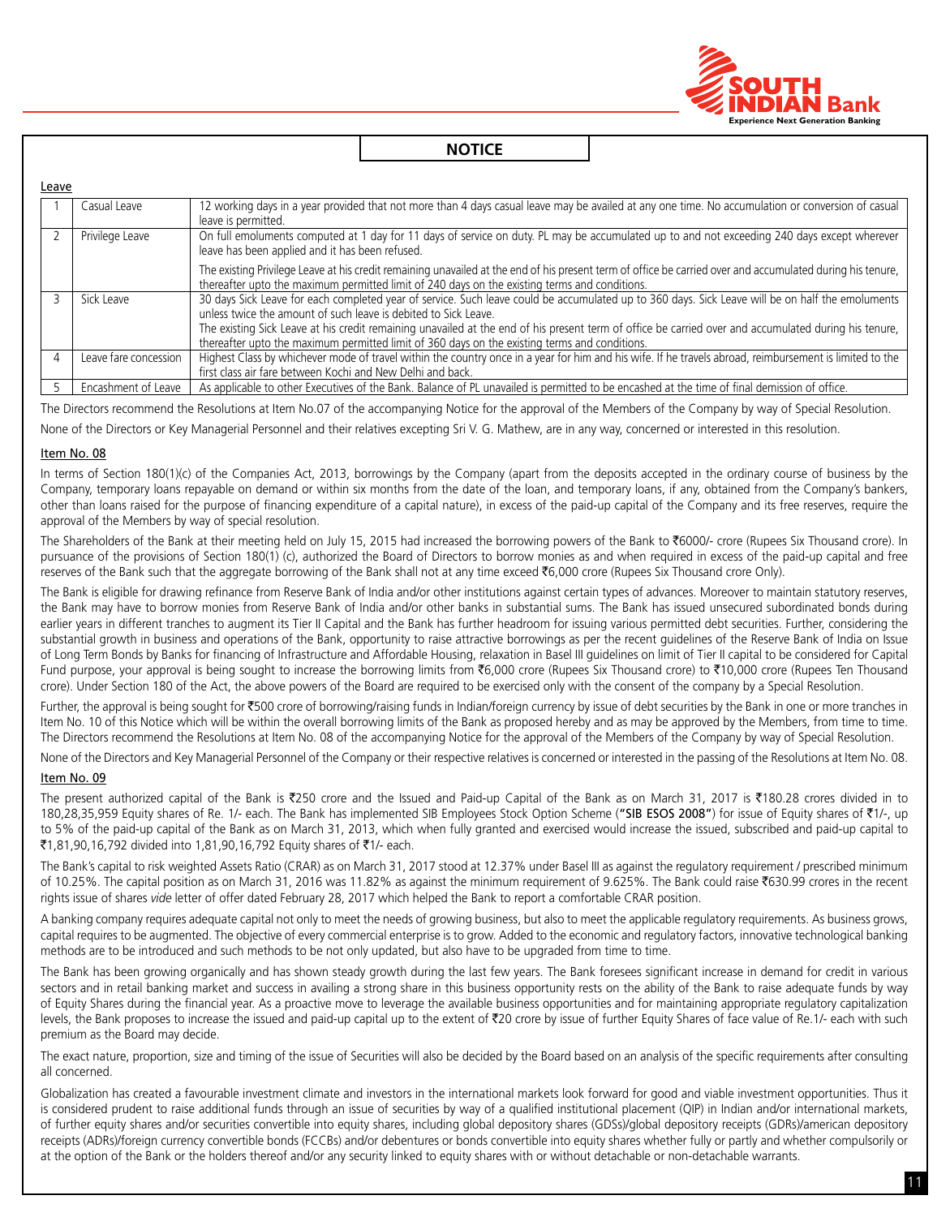## NOTICE

Leave

| | | |
|---|---|---|
| 1 | Casual Leave | 12 working days in a year provided that not more than 4 days casual leave may be availed at any one time. No accumulation or conversion of casual leave is permitted. |
| 2 | Privilege Leave | On full emoluments computed at 1 day for 11 days of service on duty. PL may be accumulated up to and not exceeding 240 days except wherever leave has been applied and it has been refused.<br><br>The existing Privilege Leave at his credit remaining unavailed at the end of his present term of office be carried over and accumulated during his tenure, thereafter upto the maximum permitted limit of 240 days on the existing terms and conditions. |
| 3 | Sick Leave | 30 days Sick Leave for each completed year of service. Such leave could be accumulated up to 360 days. Sick Leave will be on half the emoluments unless twice the amount of such leave is debited to Sick Leave.<br>The existing Sick Leave at his credit remaining unavailed at the end of his present term of office be carried over and accumulated during his tenure, thereafter upto the maximum permitted limit of 360 days on the existing terms and conditions. |
| 4 | Leave fare concession | Highest Class by whichever mode of travel within the country once in a year for him and his wife. If he travels abroad, reimbursement is limited to the first class air fare between Kochi and New Delhi and back. |
| 5 | Encashment of Leave | As applicable to other Executives of the Bank. Balance of PL unavailed is permitted to be encashed at the time of final demission of office. |

The Directors recommend the Resolutions at Item No.07 of the accompanying Notice for the approval of the Members of the Company by way of Special Resolution.

None of the Directors or Key Managerial Personnel and their relatives excepting Sri V. G. Mathew, are in any way, concerned or interested in this resolution.

### Item No. 08

In terms of Section 180(1)(c) of the Companies Act, 2013, borrowings by the Company (apart from the deposits accepted in the ordinary course of business by the Company, temporary loans repayable on demand or within six months from the date of the loan, and temporary loans, if any, obtained from the Company's bankers, other than loans raised for the purpose of financing expenditure of a capital nature), in excess of the paid-up capital of the Company and its free reserves, require the approval of the Members by way of special resolution.

The Shareholders of the Bank at their meeting held on July 15, 2015 had increased the borrowing powers of the Bank to ₹6000/- crore (Rupees Six Thousand crore). In pursuance of the provisions of Section 180(1) (c), authorized the Board of Directors to borrow monies as and when required in excess of the paid-up capital and free reserves of the Bank such that the aggregate borrowing of the Bank shall not at any time exceed ₹6,000 crore (Rupees Six Thousand crore Only).

The Bank is eligible for drawing refinance from Reserve Bank of India and/or other institutions against certain types of advances. Moreover to maintain statutory reserves, the Bank may have to borrow monies from Reserve Bank of India and/or other banks in substantial sums. The Bank has issued unsecured subordinated bonds during earlier years in different tranches to augment its Tier II Capital and the Bank has further headroom for issuing various permitted debt securities. Further, considering the substantial growth in business and operations of the Bank, opportunity to raise attractive borrowings as per the recent guidelines of the Reserve Bank of India on Issue of Long Term Bonds by Banks for financing of Infrastructure and Affordable Housing, relaxation in Basel III guidelines on limit of Tier II capital to be considered for Capital Fund purpose, your approval is being sought to increase the borrowing limits from ₹6,000 crore (Rupees Six Thousand crore) to ₹10,000 crore (Rupees Ten Thousand crore). Under Section 180 of the Act, the above powers of the Board are required to be exercised only with the consent of the company by a Special Resolution.

Further, the approval is being sought for ₹500 crore of borrowing/raising funds in Indian/foreign currency by issue of debt securities by the Bank in one or more tranches in Item No. 10 of this Notice which will be within the overall borrowing limits of the Bank as proposed hereby and as may be approved by the Members, from time to time. The Directors recommend the Resolutions at Item No. 08 of the accompanying Notice for the approval of the Members of the Company by way of Special Resolution.

None of the Directors and Key Managerial Personnel of the Company or their respective relatives is concerned or interested in the passing of the Resolutions at Item No. 08.

### Item No. 09

The present authorized capital of the Bank is ₹250 crore and the Issued and Paid-up Capital of the Bank as on March 31, 2017 is ₹180.28 crores divided in to 180,28,35,959 Equity shares of Re. 1/- each. The Bank has implemented SIB Employees Stock Option Scheme (**"SIB ESOS 2008"**) for issue of Equity shares of ₹1/-, up to 5% of the paid-up capital of the Bank as on March 31, 2013, which when fully granted and exercised would increase the issued, subscribed and paid-up capital to ₹1,81,90,16,792 divided into 1,81,90,16,792 Equity shares of ₹1/- each.

The Bank's capital to risk weighted Assets Ratio (CRAR) as on March 31, 2017 stood at 12.37% under Basel III as against the regulatory requirement / prescribed minimum of 10.25%. The capital position as on March 31, 2016 was 11.82% as against the minimum requirement of 9.625%. The Bank could raise ₹630.99 crores in the recent rights issue of shares *vide* letter of offer dated February 28, 2017 which helped the Bank to report a comfortable CRAR position.

A banking company requires adequate capital not only to meet the needs of growing business, but also to meet the applicable regulatory requirements. As business grows, capital requires to be augmented. The objective of every commercial enterprise is to grow. Added to the economic and regulatory factors, innovative technological banking methods are to be introduced and such methods to be not only updated, but also have to be upgraded from time to time.

The Bank has been growing organically and has shown steady growth during the last few years. The Bank foresees significant increase in demand for credit in various sectors and in retail banking market and success in availing a strong share in this business opportunity rests on the ability of the Bank to raise adequate funds by way of Equity Shares during the financial year. As a proactive move to leverage the available business opportunities and for maintaining appropriate regulatory capitalization levels, the Bank proposes to increase the issued and paid-up capital up to the extent of ₹20 crore by issue of further Equity Shares of face value of Re.1/- each with such premium as the Board may decide.

The exact nature, proportion, size and timing of the issue of Securities will also be decided by the Board based on an analysis of the specific requirements after consulting all concerned.

Globalization has created a favourable investment climate and investors in the international markets look forward for good and viable investment opportunities. Thus it is considered prudent to raise additional funds through an issue of securities by way of a qualified institutional placement (QIP) in Indian and/or international markets, of further equity shares and/or securities convertible into equity shares, including global depository shares (GDSs)/global depository receipts (GDRs)/american depository receipts (ADRs)/foreign currency convertible bonds (FCCBs) and/or debentures or bonds convertible into equity shares whether fully or partly and whether compulsorily or at the option of the Bank or the holders thereof and/or any security linked to equity shares with or without detachable or non-detachable warrants.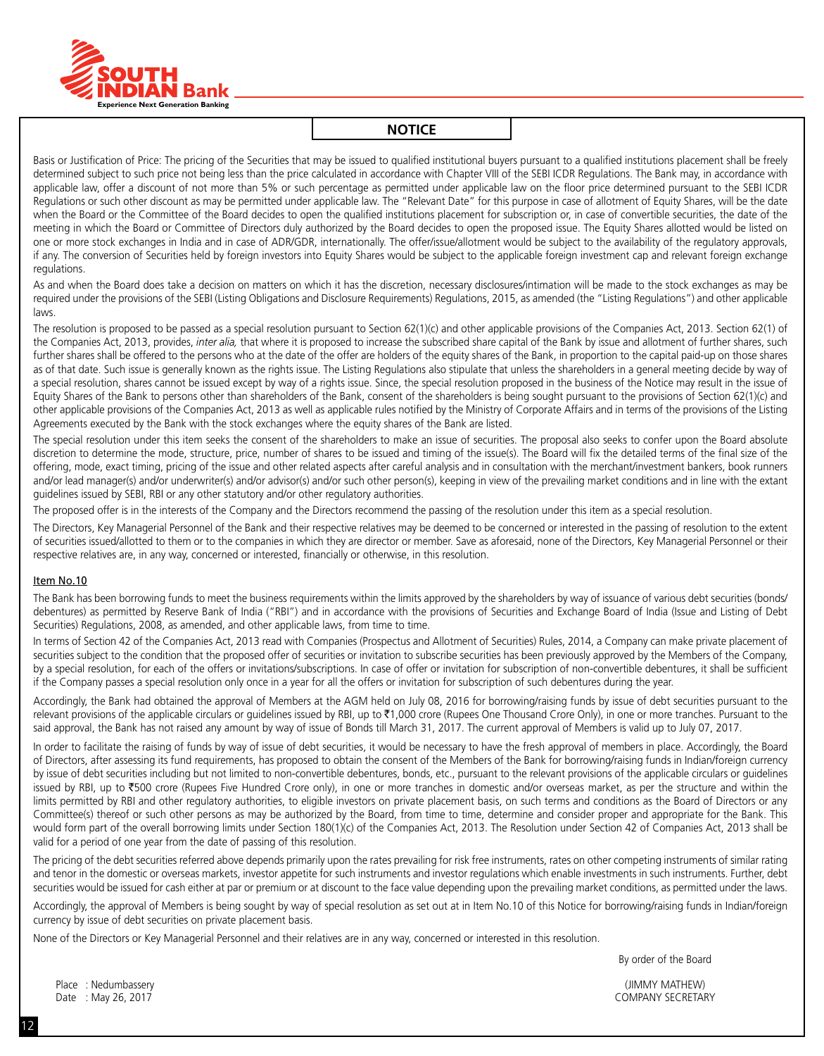## NOTICE

Basis or Justification of Price: The pricing of the Securities that may be issued to qualified institutional buyers pursuant to a qualified institutions placement shall be freely determined subject to such price not being less than the price calculated in accordance with Chapter VIII of the SEBI ICDR Regulations. The Bank may, in accordance with applicable law, offer a discount of not more than 5% or such percentage as permitted under applicable law on the floor price determined pursuant to the SEBI ICDR Regulations or such other discount as may be permitted under applicable law. The "Relevant Date" for this purpose in case of allotment of Equity Shares, will be the date when the Board or the Committee of the Board decides to open the qualified institutions placement for subscription or, in case of convertible securities, the date of the meeting in which the Board or Committee of Directors duly authorized by the Board decides to open the proposed issue. The Equity Shares allotted would be listed on one or more stock exchanges in India and in case of ADR/GDR, internationally. The offer/issue/allotment would be subject to the availability of the regulatory approvals, if any. The conversion of Securities held by foreign investors into Equity Shares would be subject to the applicable foreign investment cap and relevant foreign exchange regulations.

As and when the Board does take a decision on matters on which it has the discretion, necessary disclosures/intimation will be made to the stock exchanges as may be required under the provisions of the SEBI (Listing Obligations and Disclosure Requirements) Regulations, 2015, as amended (the "Listing Regulations") and other applicable laws.

The resolution is proposed to be passed as a special resolution pursuant to Section 62(1)(c) and other applicable provisions of the Companies Act, 2013. Section 62(1) of the Companies Act, 2013, provides, *inter alia,* that where it is proposed to increase the subscribed share capital of the Bank by issue and allotment of further shares, such further shares shall be offered to the persons who at the date of the offer are holders of the equity shares of the Bank, in proportion to the capital paid-up on those shares as of that date. Such issue is generally known as the rights issue. The Listing Regulations also stipulate that unless the shareholders in a general meeting decide by way of a special resolution, shares cannot be issued except by way of a rights issue. Since, the special resolution proposed in the business of the Notice may result in the issue of Equity Shares of the Bank to persons other than shareholders of the Bank, consent of the shareholders is being sought pursuant to the provisions of Section 62(1)(c) and other applicable provisions of the Companies Act, 2013 as well as applicable rules notified by the Ministry of Corporate Affairs and in terms of the provisions of the Listing Agreements executed by the Bank with the stock exchanges where the equity shares of the Bank are listed.

The special resolution under this item seeks the consent of the shareholders to make an issue of securities. The proposal also seeks to confer upon the Board absolute discretion to determine the mode, structure, price, number of shares to be issued and timing of the issue(s). The Board will fix the detailed terms of the final size of the offering, mode, exact timing, pricing of the issue and other related aspects after careful analysis and in consultation with the merchant/investment bankers, book runners and/or lead manager(s) and/or underwriter(s) and/or advisor(s) and/or such other person(s), keeping in view of the prevailing market conditions and in line with the extant guidelines issued by SEBI, RBI or any other statutory and/or other regulatory authorities.

The proposed offer is in the interests of the Company and the Directors recommend the passing of the resolution under this item as a special resolution.

The Directors, Key Managerial Personnel of the Bank and their respective relatives may be deemed to be concerned or interested in the passing of resolution to the extent of securities issued/allotted to them or to the companies in which they are director or member. Save as aforesaid, none of the Directors, Key Managerial Personnel or their respective relatives are, in any way, concerned or interested, financially or otherwise, in this resolution.

### Item No.10

The Bank has been borrowing funds to meet the business requirements within the limits approved by the shareholders by way of issuance of various debt securities (bonds/ debentures) as permitted by Reserve Bank of India ("RBI") and in accordance with the provisions of Securities and Exchange Board of India (Issue and Listing of Debt Securities) Regulations, 2008, as amended, and other applicable laws, from time to time.

In terms of Section 42 of the Companies Act, 2013 read with Companies (Prospectus and Allotment of Securities) Rules, 2014, a Company can make private placement of securities subject to the condition that the proposed offer of securities or invitation to subscribe securities has been previously approved by the Members of the Company, by a special resolution, for each of the offers or invitations/subscriptions. In case of offer or invitation for subscription of non-convertible debentures, it shall be sufficient if the Company passes a special resolution only once in a year for all the offers or invitation for subscription of such debentures during the year.

Accordingly, the Bank had obtained the approval of Members at the AGM held on July 08, 2016 for borrowing/raising funds by issue of debt securities pursuant to the relevant provisions of the applicable circulars or guidelines issued by RBI, up to ₹1,000 crore (Rupees One Thousand Crore Only), in one or more tranches. Pursuant to the said approval, the Bank has not raised any amount by way of issue of Bonds till March 31, 2017. The current approval of Members is valid up to July 07, 2017.

In order to facilitate the raising of funds by way of issue of debt securities, it would be necessary to have the fresh approval of members in place. Accordingly, the Board of Directors, after assessing its fund requirements, has proposed to obtain the consent of the Members of the Bank for borrowing/raising funds in Indian/foreign currency by issue of debt securities including but not limited to non-convertible debentures, bonds, etc., pursuant to the relevant provisions of the applicable circulars or guidelines issued by RBI, up to ₹500 crore (Rupees Five Hundred Crore only), in one or more tranches in domestic and/or overseas market, as per the structure and within the limits permitted by RBI and other regulatory authorities, to eligible investors on private placement basis, on such terms and conditions as the Board of Directors or any Committee(s) thereof or such other persons as may be authorized by the Board, from time to time, determine and consider proper and appropriate for the Bank. This would form part of the overall borrowing limits under Section 180(1)(c) of the Companies Act, 2013. The Resolution under Section 42 of Companies Act, 2013 shall be valid for a period of one year from the date of passing of this resolution.

The pricing of the debt securities referred above depends primarily upon the rates prevailing for risk free instruments, rates on other competing instruments of similar rating and tenor in the domestic or overseas markets, investor appetite for such instruments and investor regulations which enable investments in such instruments. Further, debt securities would be issued for cash either at par or premium or at discount to the face value depending upon the prevailing market conditions, as permitted under the laws.

Accordingly, the approval of Members is being sought by way of special resolution as set out at in Item No.10 of this Notice for borrowing/raising funds in Indian/foreign currency by issue of debt securities on private placement basis.

None of the Directors or Key Managerial Personnel and their relatives are in any way, concerned or interested in this resolution.

By order of the Board

Place : Nedumbassery
Date : May 26, 2017

(JIMMY MATHEW)
COMPANY SECRETARY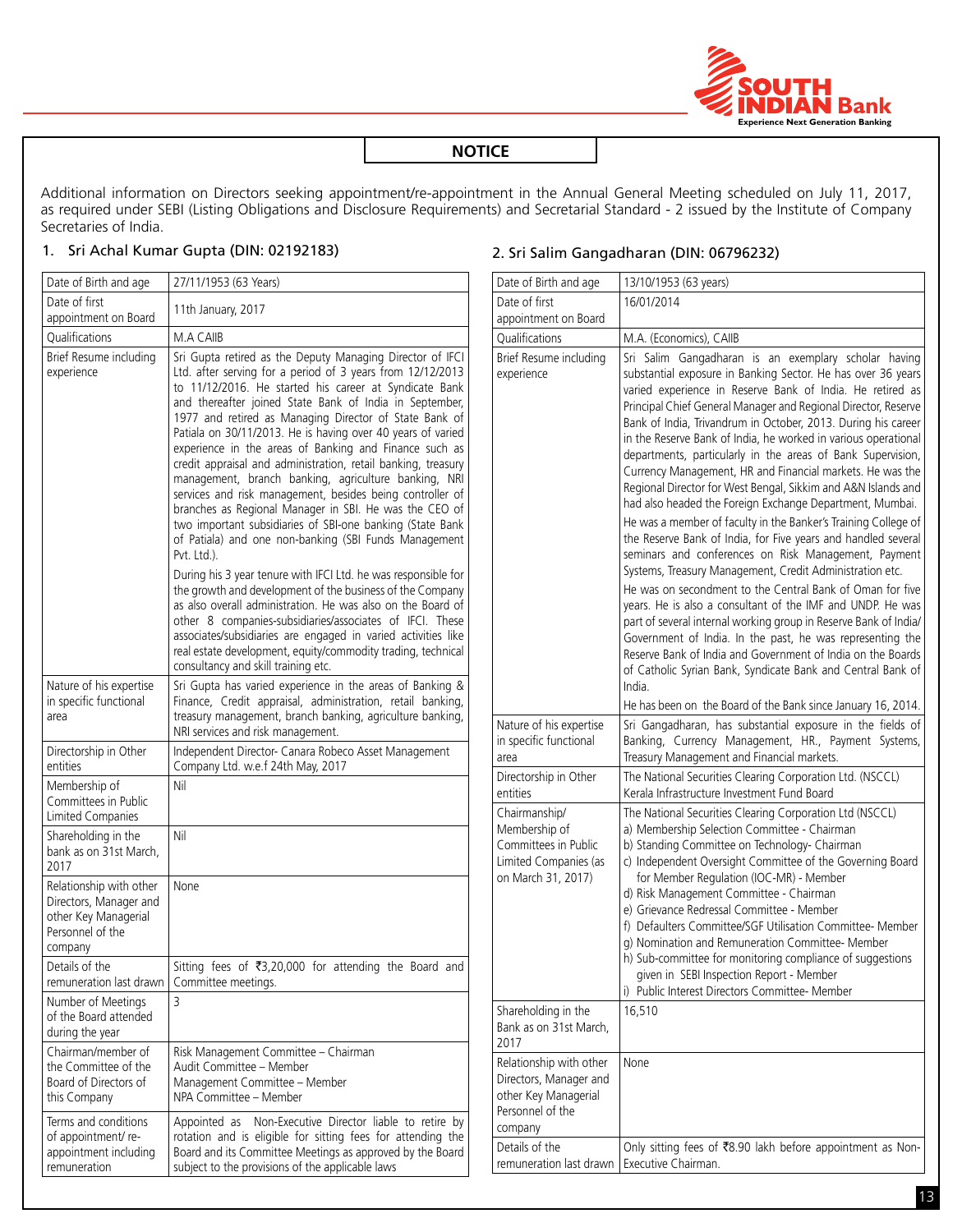## NOTICE

Additional information on Directors seeking appointment/re-appointment in the Annual General Meeting scheduled on July 11, 2017, as required under SEBI (Listing Obligations and Disclosure Requirements) and Secretarial Standard - 2 issued by the Institute of Company Secretaries of India.

### 1. Sri Achal Kumar Gupta (DIN: 02192183)

| Date of Birth and age | 27/11/1953 (63 Years) |
|---|---|
| Date of first appointment on Board | 11th January, 2017 |
| Qualifications | M.A CAIIB |
| Brief Resume including experience | Sri Gupta retired as the Deputy Managing Director of IFCI Ltd. after serving for a period of 3 years from 12/12/2013 to 11/12/2016. He started his career at Syndicate Bank and thereafter joined State Bank of India in September, 1977 and retired as Managing Director of State Bank of Patiala on 30/11/2013. He is having over 40 years of varied experience in the areas of Banking and Finance such as credit appraisal and administration, retail banking, treasury management, branch banking, agriculture banking, NRI services and risk management, besides being controller of branches as Regional Manager in SBI. He was the CEO of two important subsidiaries of SBI-one banking (State Bank of Patiala) and one non-banking (SBI Funds Management Pvt. Ltd.).<br><br>During his 3 year tenure with IFCI Ltd. he was responsible for the growth and development of the business of the Company as also overall administration. He was also on the Board of other 8 companies-subsidiaries/associates of IFCI. These associates/subsidiaries are engaged in varied activities like real estate development, equity/commodity trading, technical consultancy and skill training etc. |
| Nature of his expertise in specific functional area | Sri Gupta has varied experience in the areas of Banking & Finance, Credit appraisal, administration, retail banking, treasury management, branch banking, agriculture banking, NRI services and risk management. |
| Directorship in Other entities | Independent Director- Canara Robeco Asset Management Company Ltd. w.e.f 24th May, 2017 |
| Membership of Committees in Public Limited Companies | Nil |
| Shareholding in the bank as on 31st March, 2017 | Nil |
| Relationship with other Directors, Manager and other Key Managerial Personnel of the company | None |
| Details of the remuneration last drawn | Sitting fees of ₹3,20,000 for attending the Board and Committee meetings. |
| Number of Meetings of the Board attended during the year | 3 |
| Chairman/member of the Committee of the Board of Directors of this Company | Risk Management Committee – Chairman<br>Audit Committee – Member<br>Management Committee – Member<br>NPA Committee – Member |
| Terms and conditions of appointment/ re-appointment including remuneration | Appointed as Non-Executive Director liable to retire by rotation and is eligible for sitting fees for attending the Board and its Committee Meetings as approved by the Board subject to the provisions of the applicable laws |

### 2. Sri Salim Gangadharan (DIN: 06796232)

| Date of Birth and age | 13/10/1953 (63 years) |
|---|---|
| Date of first appointment on Board | 16/01/2014 |
| Qualifications | M.A. (Economics), CAIIB |
| Brief Resume including experience | Sri Salim Gangadharan is an exemplary scholar having substantial exposure in Banking Sector. He has over 36 years varied experience in Reserve Bank of India. He retired as Principal Chief General Manager and Regional Director, Reserve Bank of India, Trivandrum in October, 2013. During his career in the Reserve Bank of India, he worked in various operational departments, particularly in the areas of Bank Supervision, Currency Management, HR and Financial markets. He was the Regional Director for West Bengal, Sikkim and A&N Islands and had also headed the Foreign Exchange Department, Mumbai.<br><br>He was a member of faculty in the Banker's Training College of the Reserve Bank of India, for Five years and handled several seminars and conferences on Risk Management, Payment Systems, Treasury Management, Credit Administration etc.<br><br>He was on secondment to the Central Bank of Oman for five years. He is also a consultant of the IMF and UNDP. He was part of several internal working group in Reserve Bank of India/ Government of India. In the past, he was representing the Reserve Bank of India and Government of India on the Boards of Catholic Syrian Bank, Syndicate Bank and Central Bank of India.<br><br>He has been on the Board of the Bank since January 16, 2014. |
| Nature of his expertise in specific functional area | Sri Gangadharan, has substantial exposure in the fields of Banking, Currency Management, HR., Payment Systems, Treasury Management and Financial markets. |
| Directorship in Other entities | The National Securities Clearing Corporation Ltd. (NSCCL)<br>Kerala Infrastructure Investment Fund Board |
| Chairmanship/ Membership of Committees in Public Limited Companies (as on March 31, 2017) | The National Securities Clearing Corporation Ltd (NSCCL)<br>a) Membership Selection Committee - Chairman<br>b) Standing Committee on Technology- Chairman<br>c) Independent Oversight Committee of the Governing Board for Member Regulation (IOC-MR) - Member<br>d) Risk Management Committee - Chairman<br>e) Grievance Redressal Committee - Member<br>f) Defaulters Committee/SGF Utilisation Committee- Member<br>g) Nomination and Remuneration Committee- Member<br>h) Sub-committee for monitoring compliance of suggestions given in SEBI Inspection Report - Member<br>i) Public Interest Directors Committee- Member |
| Shareholding in the Bank as on 31st March, 2017 | 16,510 |
| Relationship with other Directors, Manager and other Key Managerial Personnel of the company | None |
| Details of the remuneration last drawn | Only sitting fees of ₹8.90 lakh before appointment as Non-Executive Chairman. |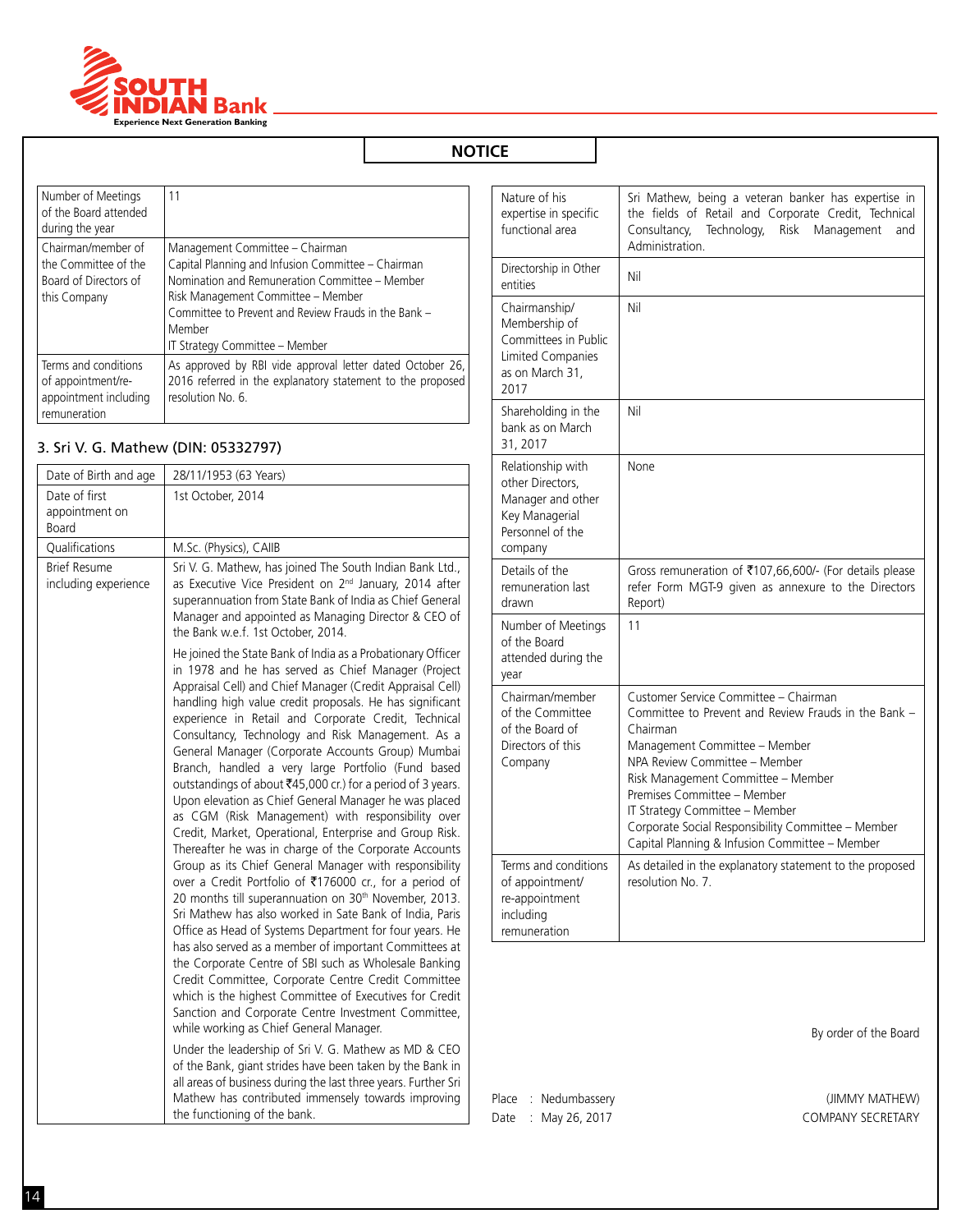## NOTICE

| | |
|---|---|
| Number of Meetings of the Board attended during the year | 11 |
| Chairman/member of the Committee of the Board of Directors of this Company | Management Committee – Chairman<br>Capital Planning and Infusion Committee – Chairman<br>Nomination and Remuneration Committee – Member<br>Risk Management Committee – Member<br>Committee to Prevent and Review Frauds in the Bank – Member<br>IT Strategy Committee – Member |
| Terms and conditions of appointment/re-appointment including remuneration | As approved by RBI vide approval letter dated October 26, 2016 referred in the explanatory statement to the proposed resolution No. 6. |

### 3. Sri V. G. Mathew (DIN: 05332797)

| | |
|---|---|
| Date of Birth and age | 28/11/1953 (63 Years) |
| Date of first appointment on Board | 1st October, 2014 |
| Qualifications | M.Sc. (Physics), CAIIB |
| Brief Resume including experience | Sri V. G. Mathew, has joined The South Indian Bank Ltd., as Executive Vice President on 2nd January, 2014 after superannuation from State Bank of India as Chief General Manager and appointed as Managing Director & CEO of the Bank w.e.f. 1st October, 2014.<br><br>He joined the State Bank of India as a Probationary Officer in 1978 and he has served as Chief Manager (Project Appraisal Cell) and Chief Manager (Credit Appraisal Cell) handling high value credit proposals. He has significant experience in Retail and Corporate Credit, Technical Consultancy, Technology and Risk Management. As a General Manager (Corporate Accounts Group) Mumbai Branch, handled a very large Portfolio (Fund based outstandings of about ₹45,000 cr.) for a period of 3 years. Upon elevation as Chief General Manager he was placed as CGM (Risk Management) with responsibility over Credit, Market, Operational, Enterprise and Group Risk. Thereafter he was in charge of the Corporate Accounts Group as its Chief General Manager with responsibility over a Credit Portfolio of ₹176000 cr., for a period of 20 months till superannuation on 30th November, 2013. Sri Mathew has also worked in Sate Bank of India, Paris Office as Head of Systems Department for four years. He has also served as a member of important Committees at the Corporate Centre of SBI such as Wholesale Banking Credit Committee, Corporate Centre Credit Committee which is the highest Committee of Executives for Credit Sanction and Corporate Centre Investment Committee, while working as Chief General Manager.<br><br>Under the leadership of Sri V. G. Mathew as MD & CEO of the Bank, giant strides have been taken by the Bank in all areas of business during the last three years. Further Sri Mathew has contributed immensely towards improving the functioning of the bank. |
| Nature of his expertise in specific functional area | Sri Mathew, being a veteran banker has expertise in the fields of Retail and Corporate Credit, Technical Consultancy, Technology, Risk Management and Administration. |
| Directorship in Other entities | Nil |
| Chairmanship/ Membership of Committees in Public Limited Companies as on March 31, 2017 | Nil |
| Shareholding in the bank as on March 31, 2017 | Nil |
| Relationship with other Directors, Manager and other Key Managerial Personnel of the company | None |
| Details of the remuneration last drawn | Gross remuneration of ₹107,66,600/- (For details please refer Form MGT-9 given as annexure to the Directors Report) |
| Number of Meetings of the Board attended during the year | 11 |
| Chairman/member of the Committee of the Board of Directors of this Company | Customer Service Committee – Chairman<br>Committee to Prevent and Review Frauds in the Bank – Chairman<br>Management Committee – Member<br>NPA Review Committee – Member<br>Risk Management Committee – Member<br>Premises Committee – Member<br>IT Strategy Committee – Member<br>Corporate Social Responsibility Committee – Member<br>Capital Planning & Infusion Committee – Member |
| Terms and conditions of appointment/ re-appointment including remuneration | As detailed in the explanatory statement to the proposed resolution No. 7. |

By order of the Board

Place : Nedumbassery
Date : May 26, 2017

(JIMMY MATHEW)
COMPANY SECRETARY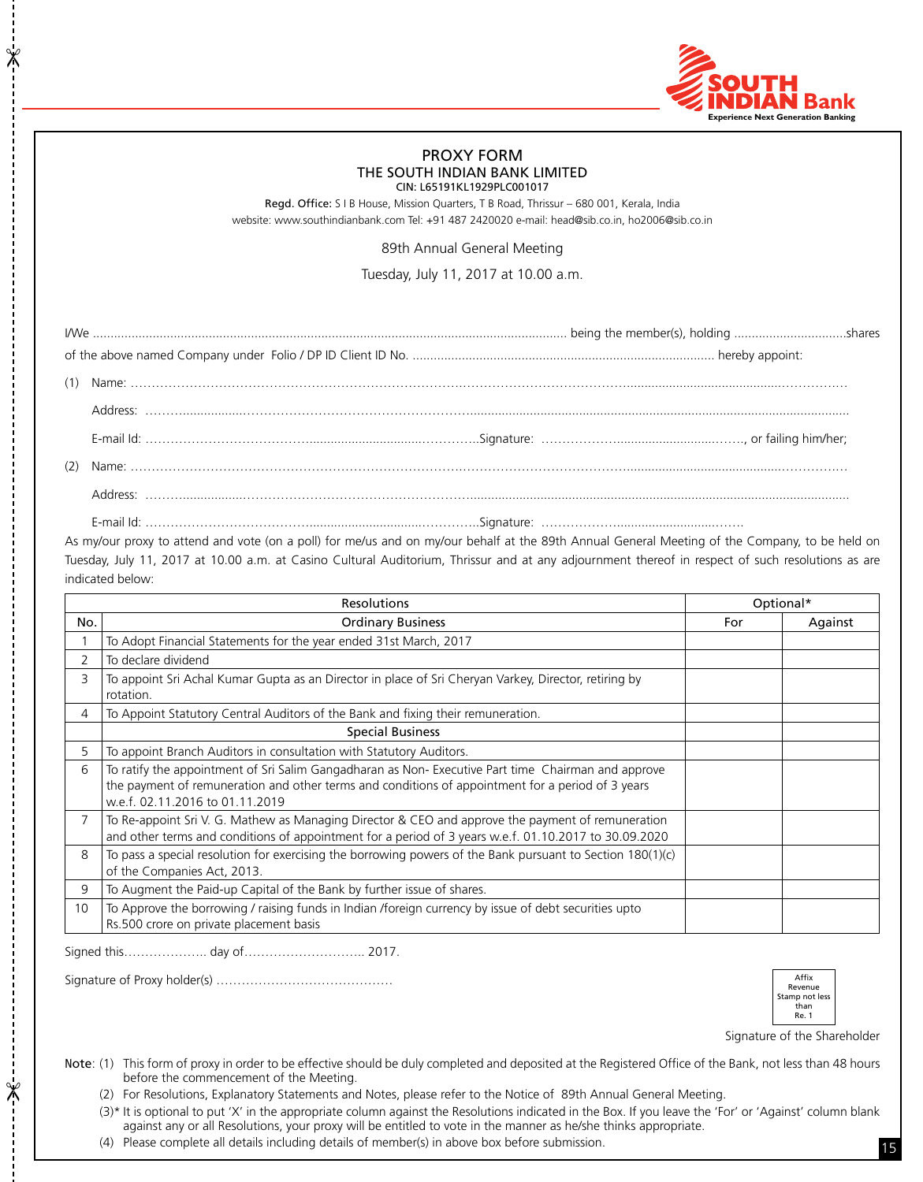# PROXY FORM

## THE SOUTH INDIAN BANK LIMITED

CIN: L65191KL1929PLC001017

**Regd. Office:** S I B House, Mission Quarters, T B Road, Thrissur – 680 001, Kerala, India
website: www.southindianbank.com Tel: +91 487 2420020 e-mail: head@sib.co.in, ho2006@sib.co.in

89th Annual General Meeting

Tuesday, July 11, 2017 at 10.00 a.m.

I/We ........................................................................................................................................ being the member(s), holding ...............................shares of the above named Company under Folio / DP ID Client ID No. ..................................................................................... hereby appoint:

(1) Name: ..........................................................................................................................................................

Address: ..........................................................................................................................................................

E-mail Id: ..............................................................Signature: ..............................................., or failing him/her;

(2) Name: ..........................................................................................................................................................

Address: ..........................................................................................................................................................

E-mail Id: ..............................................................Signature: ...............................................

As my/our proxy to attend and vote (on a poll) for me/us and on my/our behalf at the 89th Annual General Meeting of the Company, to be held on Tuesday, July 11, 2017 at 10.00 a.m. at Casino Cultural Auditorium, Thrissur and at any adjournment thereof in respect of such resolutions as are indicated below:

| Resolutions | | Optional* | |
|---|---|---|---|
| No. | Ordinary Business | For | Against |
| 1 | To Adopt Financial Statements for the year ended 31st March, 2017 | | |
| 2 | To declare dividend | | |
| 3 | To appoint Sri Achal Kumar Gupta as an Director in place of Sri Cheryan Varkey, Director, retiring by rotation. | | |
| 4 | To Appoint Statutory Central Auditors of the Bank and fixing their remuneration. | | |
| | **Special Business** | | |
| 5 | To appoint Branch Auditors in consultation with Statutory Auditors. | | |
| 6 | To ratify the appointment of Sri Salim Gangadharan as Non- Executive Part time Chairman and approve the payment of remuneration and other terms and conditions of appointment for a period of 3 years w.e.f. 02.11.2016 to 01.11.2019 | | |
| 7 | To Re-appoint Sri V. G. Mathew as Managing Director & CEO and approve the payment of remuneration and other terms and conditions of appointment for a period of 3 years w.e.f. 01.10.2017 to 30.09.2020 | | |
| 8 | To pass a special resolution for exercising the borrowing powers of the Bank pursuant to Section 180(1)(c) of the Companies Act, 2013. | | |
| 9 | To Augment the Paid-up Capital of the Bank by further issue of shares. | | |
| 10 | To Approve the borrowing / raising funds in Indian /foreign currency by issue of debt securities upto Rs.500 crore on private placement basis | | |

Signed this.................... day of............................ 2017.

Signature of Proxy holder(s) .........................................

Affix Revenue Stamp not less than Re. 1

Signature of the Shareholder

**Note**: (1) This form of proxy in order to be effective should be duly completed and deposited at the Registered Office of the Bank, not less than 48 hours before the commencement of the Meeting.

(2) For Resolutions, Explanatory Statements and Notes, please refer to the Notice of 89th Annual General Meeting.

(3)* It is optional to put 'X' in the appropriate column against the Resolutions indicated in the Box. If you leave the 'For' or 'Against' column blank against any or all Resolutions, your proxy will be entitled to vote in the manner as he/she thinks appropriate.

(4) Please complete all details including details of member(s) in above box before submission.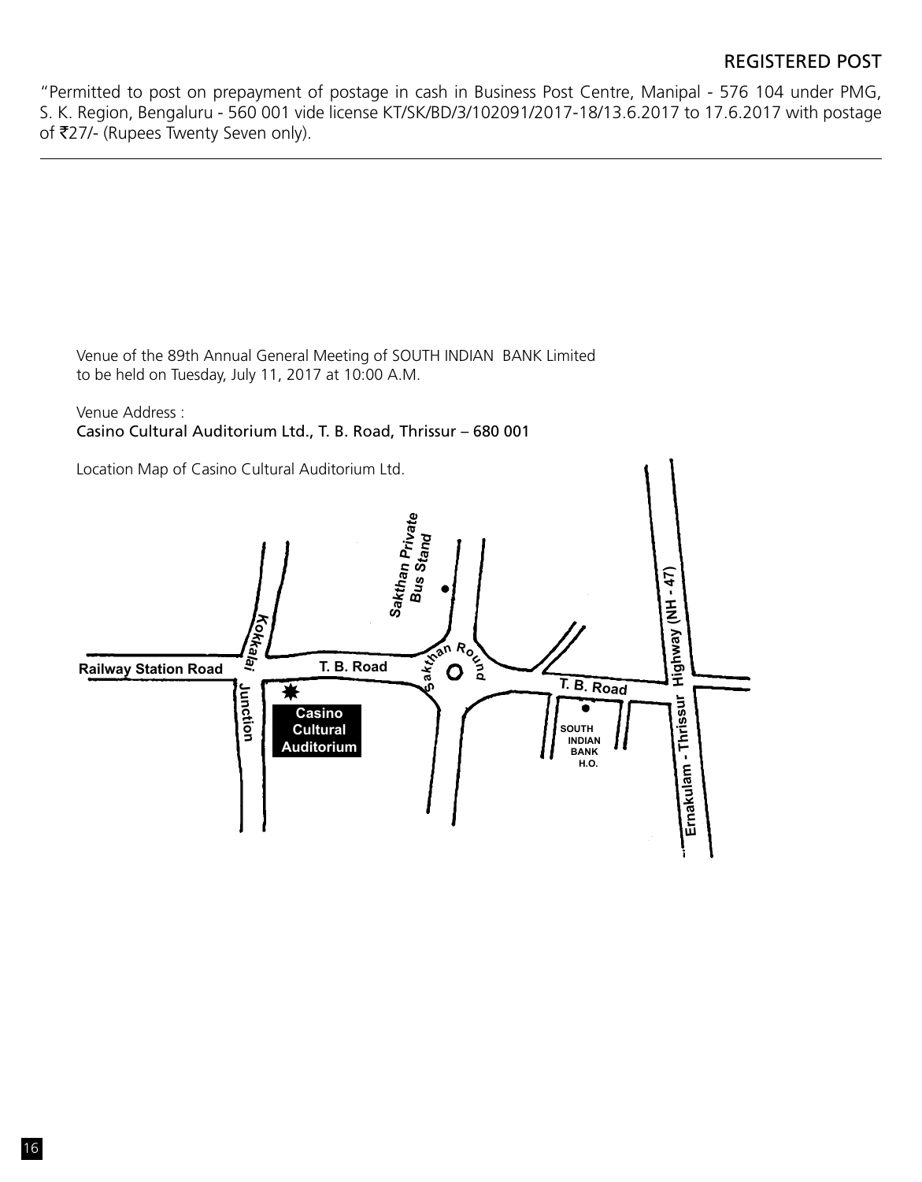REGISTERED POST

"Permitted to post on prepayment of postage in cash in Business Post Centre, Manipal - 576 104 under PMG, S. K. Region, Bengaluru - 560 001 vide license KT/SK/BD/3/102091/2017-18/13.6.2017 to 17.6.2017 with postage of ₹27/- (Rupees Twenty Seven only).

---

Venue of the 89th Annual General Meeting of SOUTH INDIAN BANK Limited to be held on Tuesday, July 11, 2017 at 10:00 A.M.

Venue Address :

Casino Cultural Auditorium Ltd., T. B. Road, Thrissur – 680 001

Location Map of Casino Cultural Auditorium Ltd.

Sakthan Private Bus Stand

Ernakulam - Thrissur Highway (NH - 47)

Kokkalai Junction

Railway Station Road

T. B. Road

Sakthan Round

T. B. Road

Casino Cultural Auditorium

SOUTH INDIAN BANK H.O.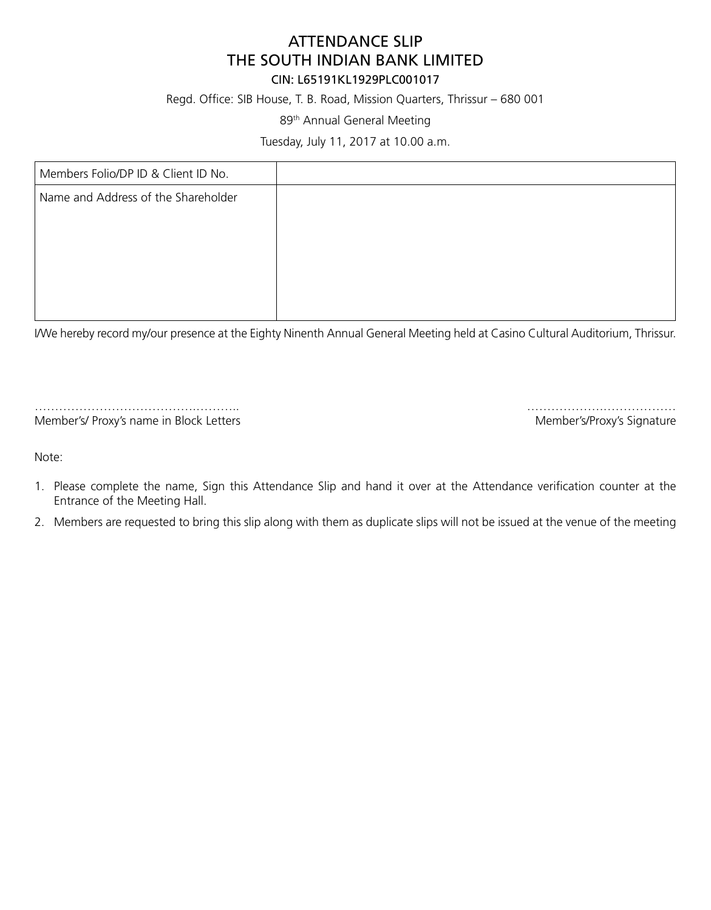# ATTENDANCE SLIP
# THE SOUTH INDIAN BANK LIMITED

**CIN: L65191KL1929PLC001017**

Regd. Office: SIB House, T. B. Road, Mission Quarters, Thrissur – 680 001

89th Annual General Meeting

Tuesday, July 11, 2017 at 10.00 a.m.

| | |
|---|---|
| Members Folio/DP ID & Client ID No. | |
| Name and Address of the Shareholder | |

I/We hereby record my/our presence at the Eighty Ninenth Annual General Meeting held at Casino Cultural Auditorium, Thrissur.

……………………………………………..
Member's/ Proxy's name in Block Letters

………………………………
Member's/Proxy's Signature

Note:

1. Please complete the name, Sign this Attendance Slip and hand it over at the Attendance verification counter at the Entrance of the Meeting Hall.
2. Members are requested to bring this slip along with them as duplicate slips will not be issued at the venue of the meeting